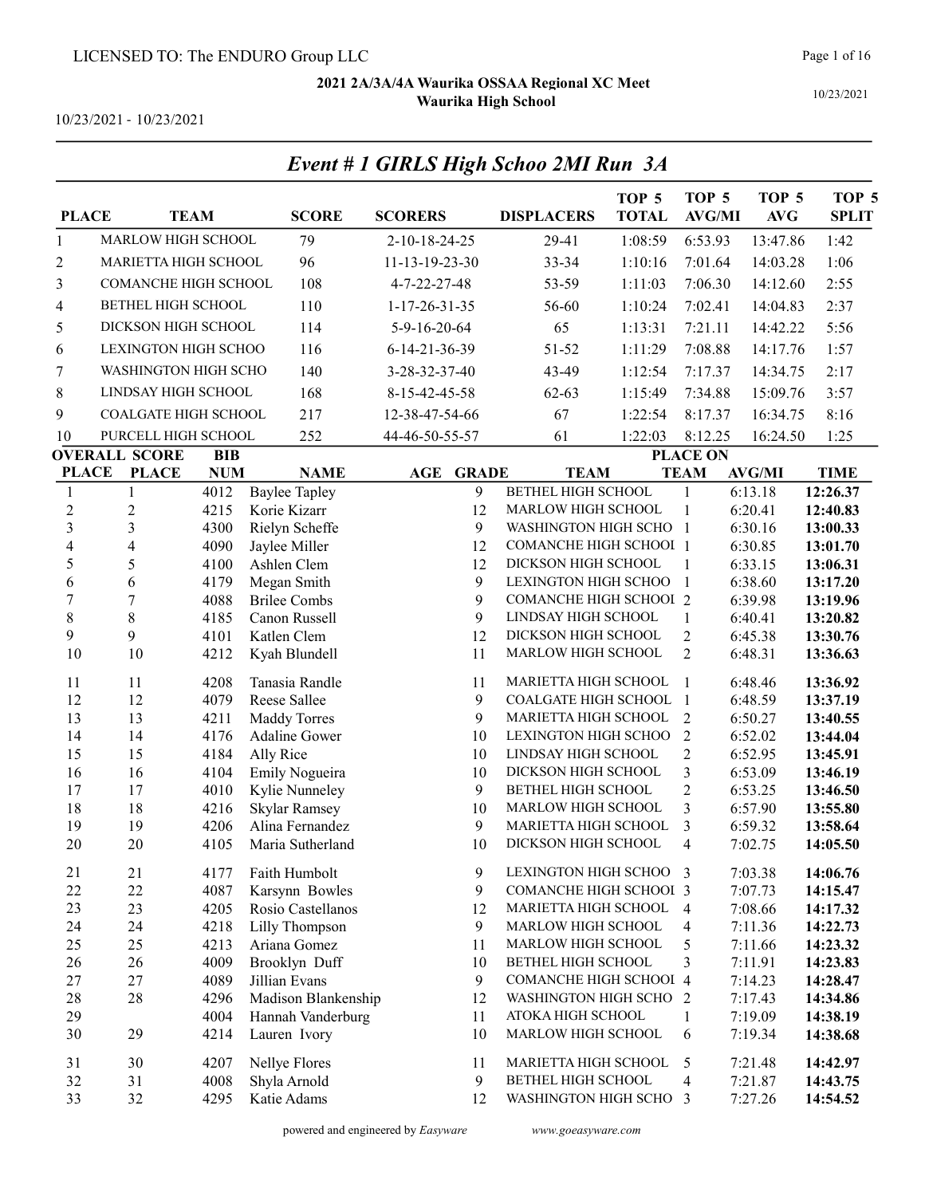LICENSED TO: The ENDURO Group LLC

**2021 2A/3A/4A Waurika OSSAA Regional XC Meet**
**Waurika High School**

10/23/2021 - 10/23/2021

10/23/2021

## *Event # 1 GIRLS High Schoo 2MI Run 3A*

| PLACE | TEAM | SCORE | SCORERS | DISPLACERS | TOP 5 TOTAL | TOP 5 AVG/MI | TOP 5 AVG | TOP 5 SPLIT |
|---|---|---|---|---|---|---|---|---|
| 1 | MARLOW HIGH SCHOOL | 79 | 2-10-18-24-25 | 29-41 | 1:08:59 | 6:53.93 | 13:47.86 | 1:42 |
| 2 | MARIETTA HIGH SCHOOL | 96 | 11-13-19-23-30 | 33-34 | 1:10:16 | 7:01.64 | 14:03.28 | 1:06 |
| 3 | COMANCHE HIGH SCHOOL | 108 | 4-7-22-27-48 | 53-59 | 1:11:03 | 7:06.30 | 14:12.60 | 2:55 |
| 4 | BETHEL HIGH SCHOOL | 110 | 1-17-26-31-35 | 56-60 | 1:10:24 | 7:02.41 | 14:04.83 | 2:37 |
| 5 | DICKSON HIGH SCHOOL | 114 | 5-9-16-20-64 | 65 | 1:13:31 | 7:21.11 | 14:42.22 | 5:56 |
| 6 | LEXINGTON HIGH SCHOO | 116 | 6-14-21-36-39 | 51-52 | 1:11:29 | 7:08.88 | 14:17.76 | 1:57 |
| 7 | WASHINGTON HIGH SCHO | 140 | 3-28-32-37-40 | 43-49 | 1:12:54 | 7:17.37 | 14:34.75 | 2:17 |
| 8 | LINDSAY HIGH SCHOOL | 168 | 8-15-42-45-58 | 62-63 | 1:15:49 | 7:34.88 | 15:09.76 | 3:57 |
| 9 | COALGATE HIGH SCHOOL | 217 | 12-38-47-54-66 | 67 | 1:22:54 | 8:17.37 | 16:34.75 | 8:16 |
| 10 | PURCELL HIGH SCHOOL | 252 | 44-46-50-55-57 | 61 | 1:22:03 | 8:12.25 | 16:24.50 | 1:25 |

| OVERALL PLACE | SCORE PLACE | BIB NUM | NAME | AGE | GRADE | TEAM | PLACE ON TEAM | AVG/MI | TIME |
|---|---|---|---|---|---|---|---|---|---|
| 1 | 1 | 4012 | Baylee Tapley | | 9 | BETHEL HIGH SCHOOL | 1 | 6:13.18 | **12:26.37** |
| 2 | 2 | 4215 | Korie Kizarr | | 12 | MARLOW HIGH SCHOOL | 1 | 6:20.41 | **12:40.83** |
| 3 | 3 | 4300 | Rielyn Scheffe | | 9 | WASHINGTON HIGH SCHO | 1 | 6:30.16 | **13:00.33** |
| 4 | 4 | 4090 | Jaylee Miller | | 12 | COMANCHE HIGH SCHOOL | 1 | 6:30.85 | **13:01.70** |
| 5 | 5 | 4100 | Ashlen Clem | | 12 | DICKSON HIGH SCHOOL | 1 | 6:33.15 | **13:06.31** |
| 6 | 6 | 4179 | Megan Smith | | 9 | LEXINGTON HIGH SCHOO | 1 | 6:38.60 | **13:17.20** |
| 7 | 7 | 4088 | Brilee Combs | | 9 | COMANCHE HIGH SCHOOL | 2 | 6:39.98 | **13:19.96** |
| 8 | 8 | 4185 | Canon Russell | | 9 | LINDSAY HIGH SCHOOL | 1 | 6:40.41 | **13:20.82** |
| 9 | 9 | 4101 | Katlen Clem | | 12 | DICKSON HIGH SCHOOL | 2 | 6:45.38 | **13:30.76** |
| 10 | 10 | 4212 | Kyah Blundell | | 11 | MARLOW HIGH SCHOOL | 2 | 6:48.31 | **13:36.63** |
| 11 | 11 | 4208 | Tanasia Randle | | 11 | MARIETTA HIGH SCHOOL | 1 | 6:48.46 | **13:36.92** |
| 12 | 12 | 4079 | Reese Sallee | | 9 | COALGATE HIGH SCHOOL | 1 | 6:48.59 | **13:37.19** |
| 13 | 13 | 4211 | Maddy Torres | | 9 | MARIETTA HIGH SCHOOL | 2 | 6:50.27 | **13:40.55** |
| 14 | 14 | 4176 | Adaline Gower | | 10 | LEXINGTON HIGH SCHOO | 2 | 6:52.02 | **13:44.04** |
| 15 | 15 | 4184 | Ally Rice | | 10 | LINDSAY HIGH SCHOOL | 2 | 6:52.95 | **13:45.91** |
| 16 | 16 | 4104 | Emily Nogueira | | 10 | DICKSON HIGH SCHOOL | 3 | 6:53.09 | **13:46.19** |
| 17 | 17 | 4010 | Kylie Nunneley | | 9 | BETHEL HIGH SCHOOL | 2 | 6:53.25 | **13:46.50** |
| 18 | 18 | 4216 | Skylar Ramsey | | 10 | MARLOW HIGH SCHOOL | 3 | 6:57.90 | **13:55.80** |
| 19 | 19 | 4206 | Alina Fernandez | | 9 | MARIETTA HIGH SCHOOL | 3 | 6:59.32 | **13:58.64** |
| 20 | 20 | 4105 | Maria Sutherland | | 10 | DICKSON HIGH SCHOOL | 4 | 7:02.75 | **14:05.50** |
| 21 | 21 | 4177 | Faith Humbolt | | 9 | LEXINGTON HIGH SCHOO | 3 | 7:03.38 | **14:06.76** |
| 22 | 22 | 4087 | Karsynn Bowles | | 9 | COMANCHE HIGH SCHOOL | 3 | 7:07.73 | **14:15.47** |
| 23 | 23 | 4205 | Rosio Castellanos | | 12 | MARIETTA HIGH SCHOOL | 4 | 7:08.66 | **14:17.32** |
| 24 | 24 | 4218 | Lilly Thompson | | 9 | MARLOW HIGH SCHOOL | 4 | 7:11.36 | **14:22.73** |
| 25 | 25 | 4213 | Ariana Gomez | | 11 | MARLOW HIGH SCHOOL | 5 | 7:11.66 | **14:23.32** |
| 26 | 26 | 4009 | Brooklyn Duff | | 10 | BETHEL HIGH SCHOOL | 3 | 7:11.91 | **14:23.83** |
| 27 | 27 | 4089 | Jillian Evans | | 9 | COMANCHE HIGH SCHOOL | 4 | 7:14.23 | **14:28.47** |
| 28 | 28 | 4296 | Madison Blankenship | | 12 | WASHINGTON HIGH SCHO | 2 | 7:17.43 | **14:34.86** |
| 29 | | 4004 | Hannah Vanderburg | | 11 | ATOKA HIGH SCHOOL | 1 | 7:19.09 | **14:38.19** |
| 30 | 29 | 4214 | Lauren Ivory | | 10 | MARLOW HIGH SCHOOL | 6 | 7:19.34 | **14:38.68** |
| 31 | 30 | 4207 | Nellye Flores | | 11 | MARIETTA HIGH SCHOOL | 5 | 7:21.48 | **14:42.97** |
| 32 | 31 | 4008 | Shyla Arnold | | 9 | BETHEL HIGH SCHOOL | 4 | 7:21.87 | **14:43.75** |
| 33 | 32 | 4295 | Katie Adams | | 12 | WASHINGTON HIGH SCHO | 3 | 7:27.26 | **14:54.52** |

powered and engineered by *Easyware* www.goeasyware.com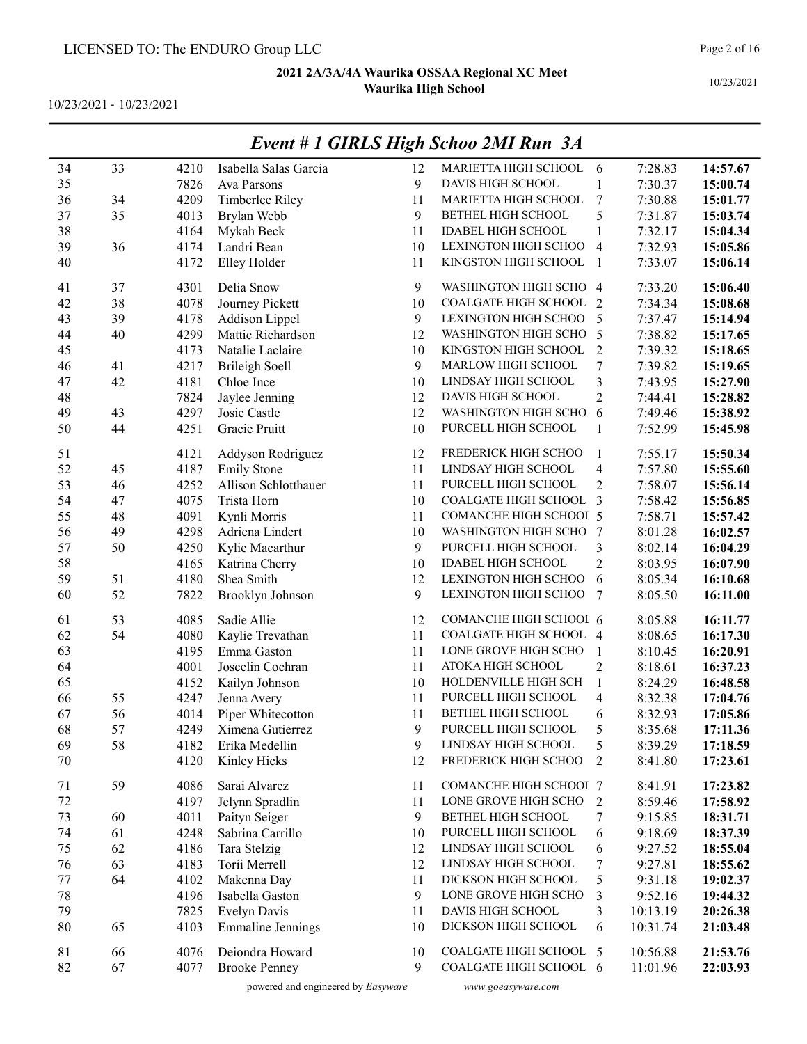LICENSED TO: The ENDURO Group LLC

**2021 2A/3A/4A Waurika OSSAA Regional XC Meet**
**Waurika High School**

10/23/2021 - 10/23/2021

## *Event # 1 GIRLS High Schoo 2MI Run 3A*

| | | | | | | | | |
|---|---|---|---|---|---|---|---|---|
| 34 | 33 | 4210 | Isabella Salas Garcia | 12 | MARIETTA HIGH SCHOOL | 6 | 7:28.83 | **14:57.67** |
| 35 | | 7826 | Ava Parsons | 9 | DAVIS HIGH SCHOOL | 1 | 7:30.37 | **15:00.74** |
| 36 | 34 | 4209 | Timberlee Riley | 11 | MARIETTA HIGH SCHOOL | 7 | 7:30.88 | **15:01.77** |
| 37 | 35 | 4013 | Brylan Webb | 9 | BETHEL HIGH SCHOOL | 5 | 7:31.87 | **15:03.74** |
| 38 | | 4164 | Mykah Beck | 11 | IDABEL HIGH SCHOOL | 1 | 7:32.17 | **15:04.34** |
| 39 | 36 | 4174 | Landri Bean | 10 | LEXINGTON HIGH SCHOO | 4 | 7:32.93 | **15:05.86** |
| 40 | | 4172 | Elley Holder | 11 | KINGSTON HIGH SCHOOL | 1 | 7:33.07 | **15:06.14** |
| 41 | 37 | 4301 | Delia Snow | 9 | WASHINGTON HIGH SCHO | 4 | 7:33.20 | **15:06.40** |
| 42 | 38 | 4078 | Journey Pickett | 10 | COALGATE HIGH SCHOOL | 2 | 7:34.34 | **15:08.68** |
| 43 | 39 | 4178 | Addison Lippel | 9 | LEXINGTON HIGH SCHOO | 5 | 7:37.47 | **15:14.94** |
| 44 | 40 | 4299 | Mattie Richardson | 12 | WASHINGTON HIGH SCHO | 5 | 7:38.82 | **15:17.65** |
| 45 | | 4173 | Natalie Laclaire | 10 | KINGSTON HIGH SCHOOL | 2 | 7:39.32 | **15:18.65** |
| 46 | 41 | 4217 | Brileigh Soell | 9 | MARLOW HIGH SCHOOL | 7 | 7:39.82 | **15:19.65** |
| 47 | 42 | 4181 | Chloe Ince | 10 | LINDSAY HIGH SCHOOL | 3 | 7:43.95 | **15:27.90** |
| 48 | | 7824 | Jaylee Jenning | 12 | DAVIS HIGH SCHOOL | 2 | 7:44.41 | **15:28.82** |
| 49 | 43 | 4297 | Josie Castle | 12 | WASHINGTON HIGH SCHO | 6 | 7:49.46 | **15:38.92** |
| 50 | 44 | 4251 | Gracie Pruitt | 10 | PURCELL HIGH SCHOOL | 1 | 7:52.99 | **15:45.98** |
| 51 | | 4121 | Addyson Rodriguez | 12 | FREDERICK HIGH SCHOO | 1 | 7:55.17 | **15:50.34** |
| 52 | 45 | 4187 | Emily Stone | 11 | LINDSAY HIGH SCHOOL | 4 | 7:57.80 | **15:55.60** |
| 53 | 46 | 4252 | Allison Schlotthauer | 11 | PURCELL HIGH SCHOOL | 2 | 7:58.07 | **15:56.14** |
| 54 | 47 | 4075 | Trista Horn | 10 | COALGATE HIGH SCHOOL | 3 | 7:58.42 | **15:56.85** |
| 55 | 48 | 4091 | Kynli Morris | 11 | COMANCHE HIGH SCHOOL | 5 | 7:58.71 | **15:57.42** |
| 56 | 49 | 4298 | Adriena Lindert | 10 | WASHINGTON HIGH SCHO | 7 | 8:01.28 | **16:02.57** |
| 57 | 50 | 4250 | Kylie Macarthur | 9 | PURCELL HIGH SCHOOL | 3 | 8:02.14 | **16:04.29** |
| 58 | | 4165 | Katrina Cherry | 10 | IDABEL HIGH SCHOOL | 2 | 8:03.95 | **16:07.90** |
| 59 | 51 | 4180 | Shea Smith | 12 | LEXINGTON HIGH SCHOO | 6 | 8:05.34 | **16:10.68** |
| 60 | 52 | 7822 | Brooklyn Johnson | 9 | LEXINGTON HIGH SCHOO | 7 | 8:05.50 | **16:11.00** |
| 61 | 53 | 4085 | Sadie Allie | 12 | COMANCHE HIGH SCHOOL | 6 | 8:05.88 | **16:11.77** |
| 62 | 54 | 4080 | Kaylie Trevathan | 11 | COALGATE HIGH SCHOOL | 4 | 8:08.65 | **16:17.30** |
| 63 | | 4195 | Emma Gaston | 11 | LONE GROVE HIGH SCHO | 1 | 8:10.45 | **16:20.91** |
| 64 | | 4001 | Joscelin Cochran | 11 | ATOKA HIGH SCHOOL | 2 | 8:18.61 | **16:37.23** |
| 65 | | 4152 | Kailyn Johnson | 10 | HOLDENVILLE HIGH SCH | 1 | 8:24.29 | **16:48.58** |
| 66 | 55 | 4247 | Jenna Avery | 11 | PURCELL HIGH SCHOOL | 4 | 8:32.38 | **17:04.76** |
| 67 | 56 | 4014 | Piper Whitecotton | 11 | BETHEL HIGH SCHOOL | 6 | 8:32.93 | **17:05.86** |
| 68 | 57 | 4249 | Ximena Gutierrez | 9 | PURCELL HIGH SCHOOL | 5 | 8:35.68 | **17:11.36** |
| 69 | 58 | 4182 | Erika Medellin | 9 | LINDSAY HIGH SCHOOL | 5 | 8:39.29 | **17:18.59** |
| 70 | | 4120 | Kinley Hicks | 12 | FREDERICK HIGH SCHOO | 2 | 8:41.80 | **17:23.61** |
| 71 | 59 | 4086 | Sarai Alvarez | 11 | COMANCHE HIGH SCHOOL | 7 | 8:41.91 | **17:23.82** |
| 72 | | 4197 | Jelynn Spradlin | 11 | LONE GROVE HIGH SCHO | 2 | 8:59.46 | **17:58.92** |
| 73 | 60 | 4011 | Paityn Seiger | 9 | BETHEL HIGH SCHOOL | 7 | 9:15.85 | **18:31.71** |
| 74 | 61 | 4248 | Sabrina Carrillo | 10 | PURCELL HIGH SCHOOL | 6 | 9:18.69 | **18:37.39** |
| 75 | 62 | 4186 | Tara Stelzig | 12 | LINDSAY HIGH SCHOOL | 6 | 9:27.52 | **18:55.04** |
| 76 | 63 | 4183 | Torii Merrell | 12 | LINDSAY HIGH SCHOOL | 7 | 9:27.81 | **18:55.62** |
| 77 | 64 | 4102 | Makenna Day | 11 | DICKSON HIGH SCHOOL | 5 | 9:31.18 | **19:02.37** |
| 78 | | 4196 | Isabella Gaston | 9 | LONE GROVE HIGH SCHO | 3 | 9:52.16 | **19:44.32** |
| 79 | | 7825 | Evelyn Davis | 11 | DAVIS HIGH SCHOOL | 3 | 10:13.19 | **20:26.38** |
| 80 | 65 | 4103 | Emmaline Jennings | 10 | DICKSON HIGH SCHOOL | 6 | 10:31.74 | **21:03.48** |
| 81 | 66 | 4076 | Deiondra Howard | 10 | COALGATE HIGH SCHOOL | 5 | 10:56.88 | **21:53.76** |
| 82 | 67 | 4077 | Brooke Penney | 9 | COALGATE HIGH SCHOOL | 6 | 11:01.96 | **22:03.93** |

powered and engineered by *Easyware* www.goeasyware.com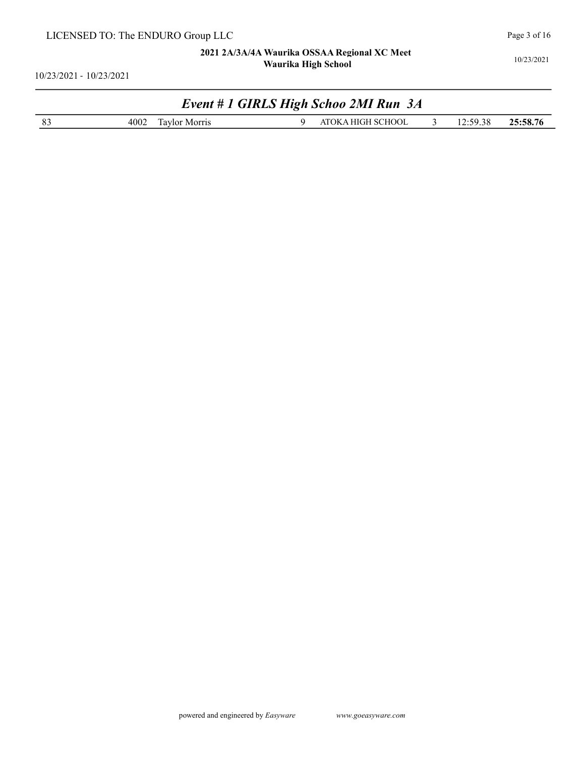## *Event # 1 GIRLS High Schoo 2MI Run 3A*

| | | | | | | | |
|---|---|---|---|---|---|---|---|
| 83 | 4002 | Taylor Morris | 9 | ATOKA HIGH SCHOOL | 3 | 12:59.38 | **25:58.76** |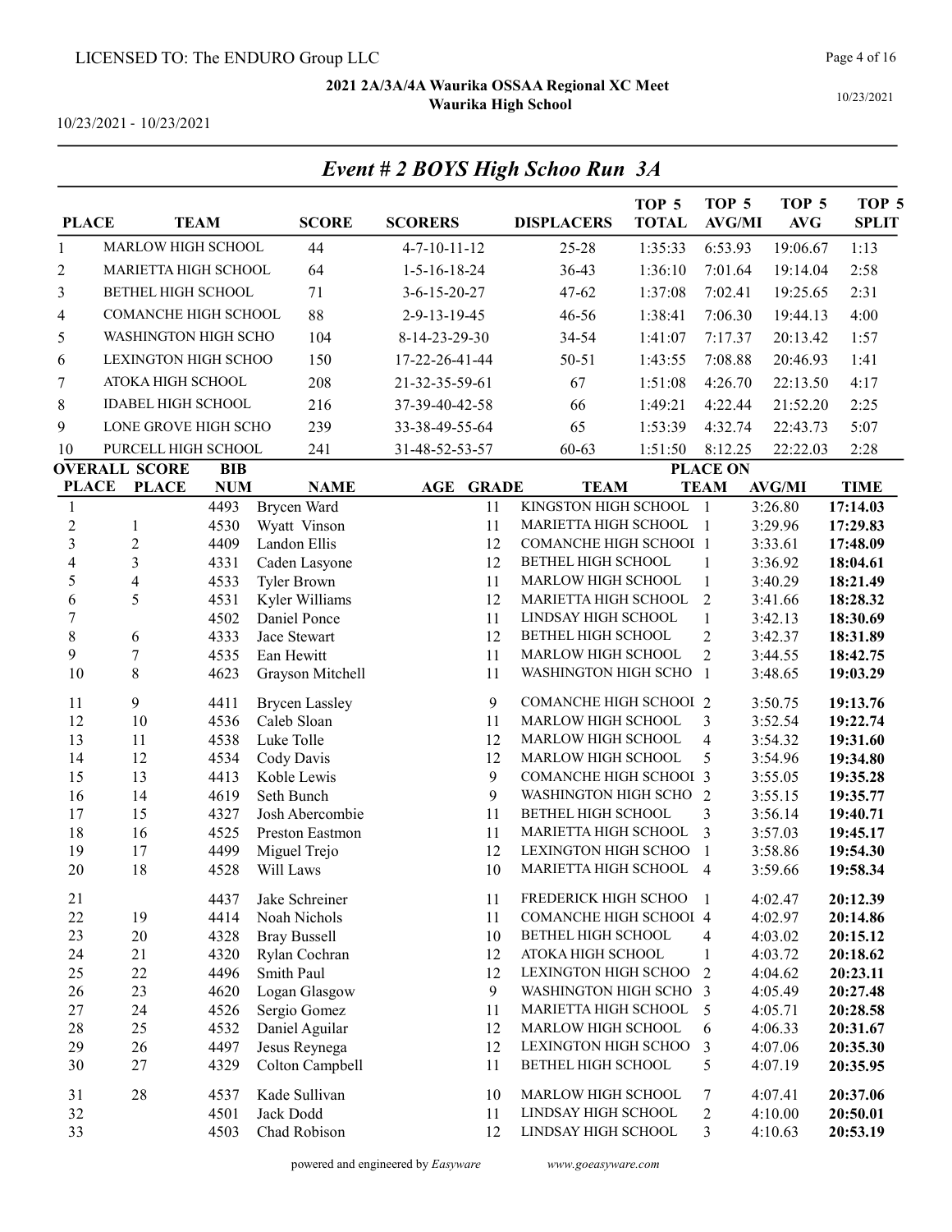LICENSED TO: The ENDURO Group LLC

**2021 2A/3A/4A Waurika OSSAA Regional XC Meet**
**Waurika High School**

10/23/2021 - 10/23/2021

## *Event # 2 BOYS High Schoo Run 3A*

| PLACE | TEAM | SCORE | SCORERS | DISPLACERS | TOP 5 TOTAL | TOP 5 AVG/MI | TOP 5 AVG | TOP 5 SPLIT |
|---|---|---|---|---|---|---|---|---|
| 1 | MARLOW HIGH SCHOOL | 44 | 4-7-10-11-12 | 25-28 | 1:35:33 | 6:53.93 | 19:06.67 | 1:13 |
| 2 | MARIETTA HIGH SCHOOL | 64 | 1-5-16-18-24 | 36-43 | 1:36:10 | 7:01.64 | 19:14.04 | 2:58 |
| 3 | BETHEL HIGH SCHOOL | 71 | 3-6-15-20-27 | 47-62 | 1:37:08 | 7:02.41 | 19:25.65 | 2:31 |
| 4 | COMANCHE HIGH SCHOOL | 88 | 2-9-13-19-45 | 46-56 | 1:38:41 | 7:06.30 | 19:44.13 | 4:00 |
| 5 | WASHINGTON HIGH SCHO | 104 | 8-14-23-29-30 | 34-54 | 1:41:07 | 7:17.37 | 20:13.42 | 1:57 |
| 6 | LEXINGTON HIGH SCHOO | 150 | 17-22-26-41-44 | 50-51 | 1:43:55 | 7:08.88 | 20:46.93 | 1:41 |
| 7 | ATOKA HIGH SCHOOL | 208 | 21-32-35-59-61 | 67 | 1:51:08 | 4:26.70 | 22:13.50 | 4:17 |
| 8 | IDABEL HIGH SCHOOL | 216 | 37-39-40-42-58 | 66 | 1:49:21 | 4:22.44 | 21:52.20 | 2:25 |
| 9 | LONE GROVE HIGH SCHO | 239 | 33-38-49-55-64 | 65 | 1:53:39 | 4:32.74 | 22:43.73 | 5:07 |
| 10 | PURCELL HIGH SCHOOL | 241 | 31-48-52-53-57 | 60-63 | 1:51:50 | 8:12.25 | 22:22.03 | 2:28 |

| OVERALL PLACE | SCORE PLACE | BIB NUM | NAME | AGE | GRADE | TEAM | PLACE ON TEAM | AVG/MI | TIME |
|---|---|---|---|---|---|---|---|---|---|
| 1 | | 4493 | Brycen Ward | | 11 | KINGSTON HIGH SCHOOL | 1 | 3:26.80 | **17:14.03** |
| 2 | 1 | 4530 | Wyatt Vinson | | 11 | MARIETTA HIGH SCHOOL | 1 | 3:29.96 | **17:29.83** |
| 3 | 2 | 4409 | Landon Ellis | | 12 | COMANCHE HIGH SCHOOI | 1 | 3:33.61 | **17:48.09** |
| 4 | 3 | 4331 | Caden Lasyone | | 12 | BETHEL HIGH SCHOOL | 1 | 3:36.92 | **18:04.61** |
| 5 | 4 | 4533 | Tyler Brown | | 11 | MARLOW HIGH SCHOOL | 1 | 3:40.29 | **18:21.49** |
| 6 | 5 | 4531 | Kyler Williams | | 12 | MARIETTA HIGH SCHOOL | 2 | 3:41.66 | **18:28.32** |
| 7 | | 4502 | Daniel Ponce | | 11 | LINDSAY HIGH SCHOOL | 1 | 3:42.13 | **18:30.69** |
| 8 | 6 | 4333 | Jace Stewart | | 12 | BETHEL HIGH SCHOOL | 2 | 3:42.37 | **18:31.89** |
| 9 | 7 | 4535 | Ean Hewitt | | 11 | MARLOW HIGH SCHOOL | 2 | 3:44.55 | **18:42.75** |
| 10 | 8 | 4623 | Grayson Mitchell | | 11 | WASHINGTON HIGH SCHO | 1 | 3:48.65 | **19:03.29** |
| 11 | 9 | 4411 | Brycen Lassley | | 9 | COMANCHE HIGH SCHOOI | 2 | 3:50.75 | **19:13.76** |
| 12 | 10 | 4536 | Caleb Sloan | | 11 | MARLOW HIGH SCHOOL | 3 | 3:52.54 | **19:22.74** |
| 13 | 11 | 4538 | Luke Tolle | | 12 | MARLOW HIGH SCHOOL | 4 | 3:54.32 | **19:31.60** |
| 14 | 12 | 4534 | Cody Davis | | 12 | MARLOW HIGH SCHOOL | 5 | 3:54.96 | **19:34.80** |
| 15 | 13 | 4413 | Koble Lewis | | 9 | COMANCHE HIGH SCHOOI | 3 | 3:55.05 | **19:35.28** |
| 16 | 14 | 4619 | Seth Bunch | | 9 | WASHINGTON HIGH SCHO | 2 | 3:55.15 | **19:35.77** |
| 17 | 15 | 4327 | Josh Abercombie | | 11 | BETHEL HIGH SCHOOL | 3 | 3:56.14 | **19:40.71** |
| 18 | 16 | 4525 | Preston Eastmon | | 11 | MARIETTA HIGH SCHOOL | 3 | 3:57.03 | **19:45.17** |
| 19 | 17 | 4499 | Miguel Trejo | | 12 | LEXINGTON HIGH SCHOO | 1 | 3:58.86 | **19:54.30** |
| 20 | 18 | 4528 | Will Laws | | 10 | MARIETTA HIGH SCHOOL | 4 | 3:59.66 | **19:58.34** |
| 21 | | 4437 | Jake Schreiner | | 11 | FREDERICK HIGH SCHOO | 1 | 4:02.47 | **20:12.39** |
| 22 | 19 | 4414 | Noah Nichols | | 11 | COMANCHE HIGH SCHOOI | 4 | 4:02.97 | **20:14.86** |
| 23 | 20 | 4328 | Bray Bussell | | 10 | BETHEL HIGH SCHOOL | 4 | 4:03.02 | **20:15.12** |
| 24 | 21 | 4320 | Rylan Cochran | | 12 | ATOKA HIGH SCHOOL | 1 | 4:03.72 | **20:18.62** |
| 25 | 22 | 4496 | Smith Paul | | 12 | LEXINGTON HIGH SCHOO | 2 | 4:04.62 | **20:23.11** |
| 26 | 23 | 4620 | Logan Glasgow | | 9 | WASHINGTON HIGH SCHO | 3 | 4:05.49 | **20:27.48** |
| 27 | 24 | 4526 | Sergio Gomez | | 11 | MARIETTA HIGH SCHOOL | 5 | 4:05.71 | **20:28.58** |
| 28 | 25 | 4532 | Daniel Aguilar | | 12 | MARLOW HIGH SCHOOL | 6 | 4:06.33 | **20:31.67** |
| 29 | 26 | 4497 | Jesus Reynega | | 12 | LEXINGTON HIGH SCHOO | 3 | 4:07.06 | **20:35.30** |
| 30 | 27 | 4329 | Colton Campbell | | 11 | BETHEL HIGH SCHOOL | 5 | 4:07.19 | **20:35.95** |
| 31 | 28 | 4537 | Kade Sullivan | | 10 | MARLOW HIGH SCHOOL | 7 | 4:07.41 | **20:37.06** |
| 32 | | 4501 | Jack Dodd | | 11 | LINDSAY HIGH SCHOOL | 2 | 4:10.00 | **20:50.01** |
| 33 | | 4503 | Chad Robison | | 12 | LINDSAY HIGH SCHOOL | 3 | 4:10.63 | **20:53.19** |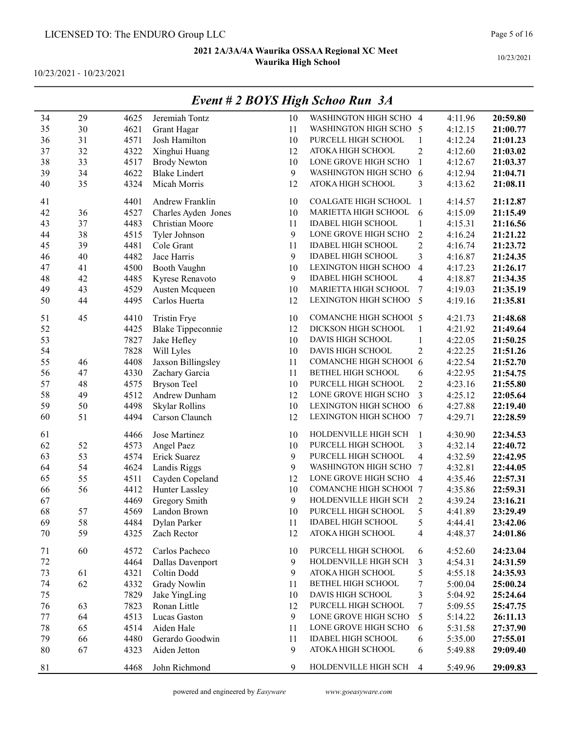LICENSED TO: The ENDURO Group LLC

**2021 2A/3A/4A Waurika OSSAA Regional XC Meet**
**Waurika High School**

10/23/2021 - 10/23/2021

10/23/2021

## *Event # 2 BOYS High Schoo Run 3A*

| | | | | | | | | |
|---|---|---|---|---|---|---|---|---|
| 34 | 29 | 4625 | Jeremiah Tontz | 10 | WASHINGTON HIGH SCHO | 4 | 4:11.96 | **20:59.80** |
| 35 | 30 | 4621 | Grant Hagar | 11 | WASHINGTON HIGH SCHO | 5 | 4:12.15 | **21:00.77** |
| 36 | 31 | 4571 | Josh Hamilton | 10 | PURCELL HIGH SCHOOL | 1 | 4:12.24 | **21:01.23** |
| 37 | 32 | 4322 | Xinghui Huang | 12 | ATOKA HIGH SCHOOL | 2 | 4:12.60 | **21:03.02** |
| 38 | 33 | 4517 | Brody Newton | 10 | LONE GROVE HIGH SCHO | 1 | 4:12.67 | **21:03.37** |
| 39 | 34 | 4622 | Blake Lindert | 9 | WASHINGTON HIGH SCHO | 6 | 4:12.94 | **21:04.71** |
| 40 | 35 | 4324 | Micah Morris | 12 | ATOKA HIGH SCHOOL | 3 | 4:13.62 | **21:08.11** |
| 41 | | 4401 | Andrew Franklin | 10 | COALGATE HIGH SCHOOL | 1 | 4:14.57 | **21:12.87** |
| 42 | 36 | 4527 | Charles Ayden Jones | 10 | MARIETTA HIGH SCHOOL | 6 | 4:15.09 | **21:15.49** |
| 43 | 37 | 4483 | Christian Moore | 11 | IDABEL HIGH SCHOOL | 1 | 4:15.31 | **21:16.56** |
| 44 | 38 | 4515 | Tyler Johnson | 9 | LONE GROVE HIGH SCHO | 2 | 4:16.24 | **21:21.22** |
| 45 | 39 | 4481 | Cole Grant | 11 | IDABEL HIGH SCHOOL | 2 | 4:16.74 | **21:23.72** |
| 46 | 40 | 4482 | Jace Harris | 9 | IDABEL HIGH SCHOOL | 3 | 4:16.87 | **21:24.35** |
| 47 | 41 | 4500 | Booth Vaughn | 10 | LEXINGTON HIGH SCHOO | 4 | 4:17.23 | **21:26.17** |
| 48 | 42 | 4485 | Kyrese Renavoto | 9 | IDABEL HIGH SCHOOL | 4 | 4:18.87 | **21:34.35** |
| 49 | 43 | 4529 | Austen Mcqueen | 10 | MARIETTA HIGH SCHOOL | 7 | 4:19.03 | **21:35.19** |
| 50 | 44 | 4495 | Carlos Huerta | 12 | LEXINGTON HIGH SCHOO | 5 | 4:19.16 | **21:35.81** |
| 51 | 45 | 4410 | Tristin Frye | 10 | COMANCHE HIGH SCHOOL | 5 | 4:21.73 | **21:48.68** |
| 52 | | 4425 | Blake Tippeconnie | 12 | DICKSON HIGH SCHOOL | 1 | 4:21.92 | **21:49.64** |
| 53 | | 7827 | Jake Hefley | 10 | DAVIS HIGH SCHOOL | 1 | 4:22.05 | **21:50.25** |
| 54 | | 7828 | Will Lyles | 10 | DAVIS HIGH SCHOOL | 2 | 4:22.25 | **21:51.26** |
| 55 | 46 | 4408 | Jaxson Billingsley | 11 | COMANCHE HIGH SCHOOL | 6 | 4:22.54 | **21:52.70** |
| 56 | 47 | 4330 | Zachary Garcia | 11 | BETHEL HIGH SCHOOL | 6 | 4:22.95 | **21:54.75** |
| 57 | 48 | 4575 | Bryson Teel | 10 | PURCELL HIGH SCHOOL | 2 | 4:23.16 | **21:55.80** |
| 58 | 49 | 4512 | Andrew Dunham | 12 | LONE GROVE HIGH SCHO | 3 | 4:25.12 | **22:05.64** |
| 59 | 50 | 4498 | Skylar Rollins | 10 | LEXINGTON HIGH SCHOO | 6 | 4:27.88 | **22:19.40** |
| 60 | 51 | 4494 | Carson Claunch | 12 | LEXINGTON HIGH SCHOO | 7 | 4:29.71 | **22:28.59** |
| 61 | | 4466 | Jose Martinez | 10 | HOLDENVILLE HIGH SCH | 1 | 4:30.90 | **22:34.53** |
| 62 | 52 | 4573 | Angel Paez | 10 | PURCELL HIGH SCHOOL | 3 | 4:32.14 | **22:40.72** |
| 63 | 53 | 4574 | Erick Suarez | 9 | PURCELL HIGH SCHOOL | 4 | 4:32.59 | **22:42.95** |
| 64 | 54 | 4624 | Landis Riggs | 9 | WASHINGTON HIGH SCHO | 7 | 4:32.81 | **22:44.05** |
| 65 | 55 | 4511 | Cayden Copeland | 12 | LONE GROVE HIGH SCHO | 4 | 4:35.46 | **22:57.31** |
| 66 | 56 | 4412 | Hunter Lassley | 10 | COMANCHE HIGH SCHOOL | 7 | 4:35.86 | **22:59.31** |
| 67 | | 4469 | Gregory Smith | 9 | HOLDENVILLE HIGH SCH | 2 | 4:39.24 | **23:16.21** |
| 68 | 57 | 4569 | Landon Brown | 10 | PURCELL HIGH SCHOOL | 5 | 4:41.89 | **23:29.49** |
| 69 | 58 | 4484 | Dylan Parker | 11 | IDABEL HIGH SCHOOL | 5 | 4:44.41 | **23:42.06** |
| 70 | 59 | 4325 | Zach Rector | 12 | ATOKA HIGH SCHOOL | 4 | 4:48.37 | **24:01.86** |
| 71 | 60 | 4572 | Carlos Pacheco | 10 | PURCELL HIGH SCHOOL | 6 | 4:52.60 | **24:23.04** |
| 72 | | 4464 | Dallas Davenport | 9 | HOLDENVILLE HIGH SCH | 3 | 4:54.31 | **24:31.59** |
| 73 | 61 | 4321 | Coltin Dodd | 9 | ATOKA HIGH SCHOOL | 5 | 4:55.18 | **24:35.93** |
| 74 | 62 | 4332 | Grady Nowlin | 11 | BETHEL HIGH SCHOOL | 7 | 5:00.04 | **25:00.24** |
| 75 | | 7829 | Jake YingLing | 10 | DAVIS HIGH SCHOOL | 3 | 5:04.92 | **25:24.64** |
| 76 | 63 | 7823 | Ronan Little | 12 | PURCELL HIGH SCHOOL | 7 | 5:09.55 | **25:47.75** |
| 77 | 64 | 4513 | Lucas Gaston | 9 | LONE GROVE HIGH SCHO | 5 | 5:14.22 | **26:11.13** |
| 78 | 65 | 4514 | Aiden Hale | 11 | LONE GROVE HIGH SCHO | 6 | 5:31.58 | **27:37.90** |
| 79 | 66 | 4480 | Gerardo Goodwin | 11 | IDABEL HIGH SCHOOL | 6 | 5:35.00 | **27:55.01** |
| 80 | 67 | 4323 | Aiden Jetton | 9 | ATOKA HIGH SCHOOL | 6 | 5:49.88 | **29:09.40** |
| 81 | | 4468 | John Richmond | 9 | HOLDENVILLE HIGH SCH | 4 | 5:49.96 | **29:09.83** |

powered and engineered by *Easyware* www.goeasyware.com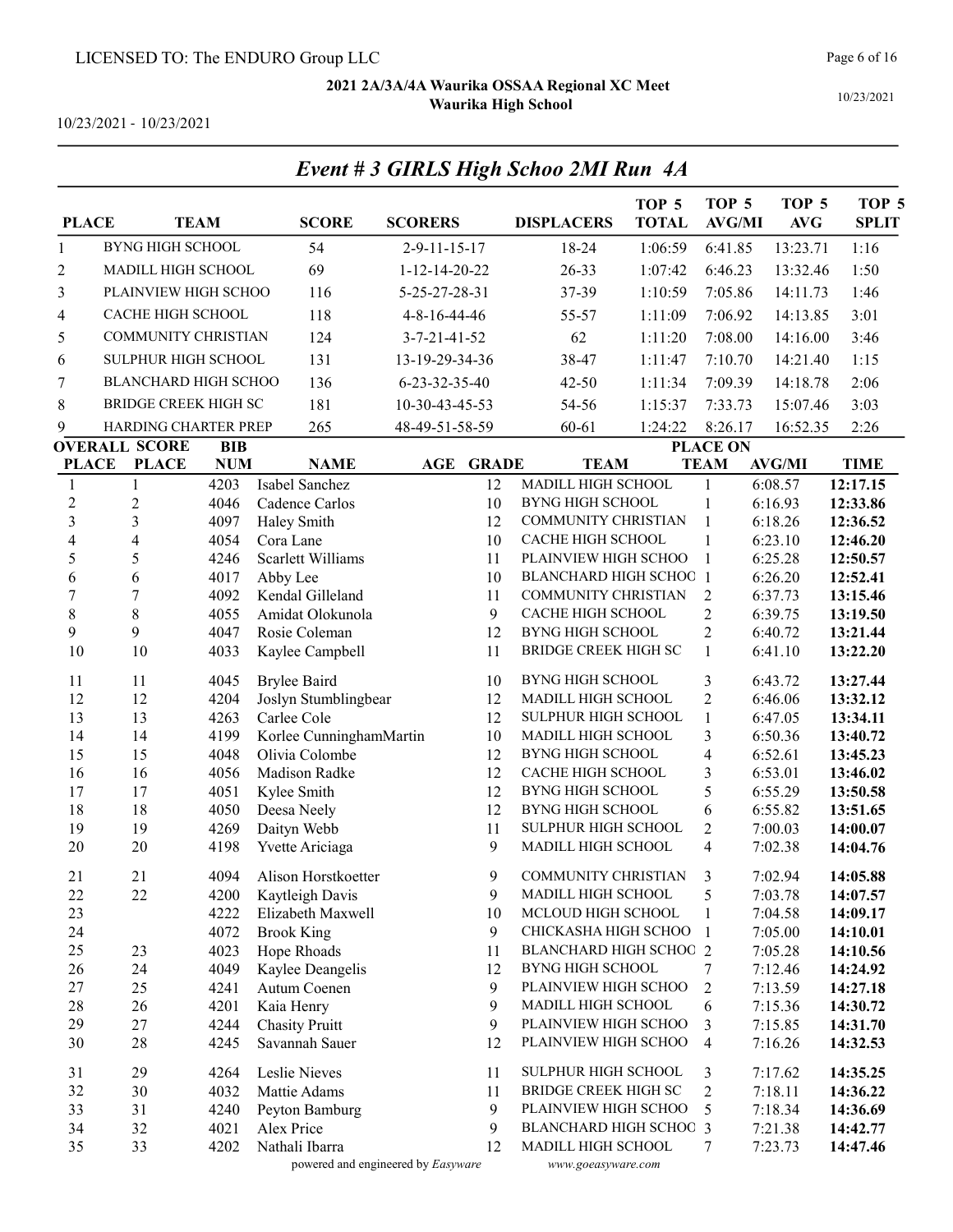LICENSED TO: The ENDURO Group LLC

**2021 2A/3A/4A Waurika OSSAA Regional XC Meet**
**Waurika High School**

10/23/2021 - 10/23/2021

10/23/2021

## *Event # 3 GIRLS High Schoo 2MI Run 4A*

| PLACE | TEAM | SCORE | SCORERS | DISPLACERS | TOP 5 TOTAL | TOP 5 AVG/MI | TOP 5 AVG | TOP 5 SPLIT |
|---|---|---|---|---|---|---|---|---|
| 1 | BYNG HIGH SCHOOL | 54 | 2-9-11-15-17 | 18-24 | 1:06:59 | 6:41.85 | 13:23.71 | 1:16 |
| 2 | MADILL HIGH SCHOOL | 69 | 1-12-14-20-22 | 26-33 | 1:07:42 | 6:46.23 | 13:32.46 | 1:50 |
| 3 | PLAINVIEW HIGH SCHOO | 116 | 5-25-27-28-31 | 37-39 | 1:10:59 | 7:05.86 | 14:11.73 | 1:46 |
| 4 | CACHE HIGH SCHOOL | 118 | 4-8-16-44-46 | 55-57 | 1:11:09 | 7:06.92 | 14:13.85 | 3:01 |
| 5 | COMMUNITY CHRISTIAN | 124 | 3-7-21-41-52 | 62 | 1:11:20 | 7:08.00 | 14:16.00 | 3:46 |
| 6 | SULPHUR HIGH SCHOOL | 131 | 13-19-29-34-36 | 38-47 | 1:11:47 | 7:10.70 | 14:21.40 | 1:15 |
| 7 | BLANCHARD HIGH SCHOO | 136 | 6-23-32-35-40 | 42-50 | 1:11:34 | 7:09.39 | 14:18.78 | 2:06 |
| 8 | BRIDGE CREEK HIGH SC | 181 | 10-30-43-45-53 | 54-56 | 1:15:37 | 7:33.73 | 15:07.46 | 3:03 |
| 9 | HARDING CHARTER PREP | 265 | 48-49-51-58-59 | 60-61 | 1:24:22 | 8:26.17 | 16:52.35 | 2:26 |

| OVERALL PLACE | SCORE PLACE | BIB NUM | NAME | AGE | GRADE | TEAM | PLACE ON TEAM | AVG/MI | TIME |
|---|---|---|---|---|---|---|---|---|---|
| 1 | 1 | 4203 | Isabel Sanchez | | 12 | MADILL HIGH SCHOOL | 1 | 6:08.57 | **12:17.15** |
| 2 | 2 | 4046 | Cadence Carlos | | 10 | BYNG HIGH SCHOOL | 1 | 6:16.93 | **12:33.86** |
| 3 | 3 | 4097 | Haley Smith | | 12 | COMMUNITY CHRISTIAN | 1 | 6:18.26 | **12:36.52** |
| 4 | 4 | 4054 | Cora Lane | | 10 | CACHE HIGH SCHOOL | 1 | 6:23.10 | **12:46.20** |
| 5 | 5 | 4246 | Scarlett Williams | | 11 | PLAINVIEW HIGH SCHOO | 1 | 6:25.28 | **12:50.57** |
| 6 | 6 | 4017 | Abby Lee | | 10 | BLANCHARD HIGH SCHOO | 1 | 6:26.20 | **12:52.41** |
| 7 | 7 | 4092 | Kendal Gilleland | | 11 | COMMUNITY CHRISTIAN | 2 | 6:37.73 | **13:15.46** |
| 8 | 8 | 4055 | Amidat Olokunola | | 9 | CACHE HIGH SCHOOL | 2 | 6:39.75 | **13:19.50** |
| 9 | 9 | 4047 | Rosie Coleman | | 12 | BYNG HIGH SCHOOL | 2 | 6:40.72 | **13:21.44** |
| 10 | 10 | 4033 | Kaylee Campbell | | 11 | BRIDGE CREEK HIGH SC | 1 | 6:41.10 | **13:22.20** |
| 11 | 11 | 4045 | Brylee Baird | | 10 | BYNG HIGH SCHOOL | 3 | 6:43.72 | **13:27.44** |
| 12 | 12 | 4204 | Joslyn Stumblingbear | | 12 | MADILL HIGH SCHOOL | 2 | 6:46.06 | **13:32.12** |
| 13 | 13 | 4263 | Carlee Cole | | 12 | SULPHUR HIGH SCHOOL | 1 | 6:47.05 | **13:34.11** |
| 14 | 14 | 4199 | Korlee CunninghamMartin | | 10 | MADILL HIGH SCHOOL | 3 | 6:50.36 | **13:40.72** |
| 15 | 15 | 4048 | Olivia Colombe | | 12 | BYNG HIGH SCHOOL | 4 | 6:52.61 | **13:45.23** |
| 16 | 16 | 4056 | Madison Radke | | 12 | CACHE HIGH SCHOOL | 3 | 6:53.01 | **13:46.02** |
| 17 | 17 | 4051 | Kylee Smith | | 12 | BYNG HIGH SCHOOL | 5 | 6:55.29 | **13:50.58** |
| 18 | 18 | 4050 | Deesa Neely | | 12 | BYNG HIGH SCHOOL | 6 | 6:55.82 | **13:51.65** |
| 19 | 19 | 4269 | Daityn Webb | | 11 | SULPHUR HIGH SCHOOL | 2 | 7:00.03 | **14:00.07** |
| 20 | 20 | 4198 | Yvette Ariciaga | | 9 | MADILL HIGH SCHOOL | 4 | 7:02.38 | **14:04.76** |
| 21 | 21 | 4094 | Alison Horstkoetter | | 9 | COMMUNITY CHRISTIAN | 3 | 7:02.94 | **14:05.88** |
| 22 | 22 | 4200 | Kaytleigh Davis | | 9 | MADILL HIGH SCHOOL | 5 | 7:03.78 | **14:07.57** |
| 23 | | 4222 | Elizabeth Maxwell | | 10 | MCLOUD HIGH SCHOOL | 1 | 7:04.58 | **14:09.17** |
| 24 | | 4072 | Brook King | | 9 | CHICKASHA HIGH SCHOO | 1 | 7:05.00 | **14:10.01** |
| 25 | 23 | 4023 | Hope Rhoads | | 11 | BLANCHARD HIGH SCHOO | 2 | 7:05.28 | **14:10.56** |
| 26 | 24 | 4049 | Kaylee Deangelis | | 12 | BYNG HIGH SCHOOL | 7 | 7:12.46 | **14:24.92** |
| 27 | 25 | 4241 | Autum Coenen | | 9 | PLAINVIEW HIGH SCHOO | 2 | 7:13.59 | **14:27.18** |
| 28 | 26 | 4201 | Kaia Henry | | 9 | MADILL HIGH SCHOOL | 6 | 7:15.36 | **14:30.72** |
| 29 | 27 | 4244 | Chasity Pruitt | | 9 | PLAINVIEW HIGH SCHOO | 3 | 7:15.85 | **14:31.70** |
| 30 | 28 | 4245 | Savannah Sauer | | 12 | PLAINVIEW HIGH SCHOO | 4 | 7:16.26 | **14:32.53** |
| 31 | 29 | 4264 | Leslie Nieves | | 11 | SULPHUR HIGH SCHOOL | 3 | 7:17.62 | **14:35.25** |
| 32 | 30 | 4032 | Mattie Adams | | 11 | BRIDGE CREEK HIGH SC | 2 | 7:18.11 | **14:36.22** |
| 33 | 31 | 4240 | Peyton Bamburg | | 9 | PLAINVIEW HIGH SCHOO | 5 | 7:18.34 | **14:36.69** |
| 34 | 32 | 4021 | Alex Price | | 9 | BLANCHARD HIGH SCHOO | 3 | 7:21.38 | **14:42.77** |
| 35 | 33 | 4202 | Nathali Ibarra | | 12 | MADILL HIGH SCHOOL | 7 | 7:23.73 | **14:47.46** |

powered and engineered by *Easyware* www.goeasyware.com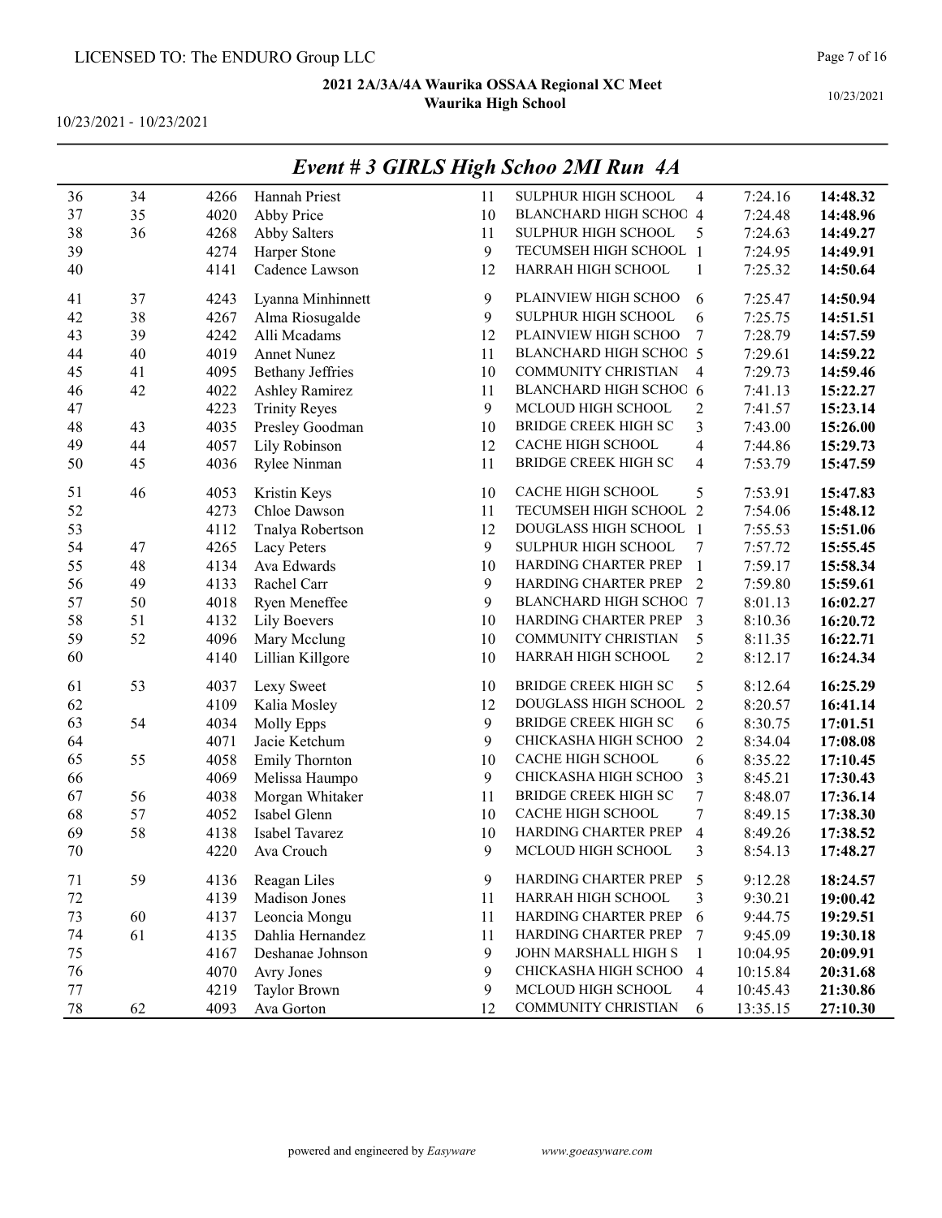LICENSED TO: The ENDURO Group LLC

**2021 2A/3A/4A Waurika OSSAA Regional XC Meet**
**Waurika High School**

10/23/2021 - 10/23/2021

10/23/2021

## *Event # 3 GIRLS High Schoo 2MI Run 4A*

| | | | | | | | | |
|---|---|---|---|---|---|---|---|---|
| 36 | 34 | 4266 | Hannah Priest | 11 | SULPHUR HIGH SCHOOL | 4 | 7:24.16 | **14:48.32** |
| 37 | 35 | 4020 | Abby Price | 10 | BLANCHARD HIGH SCHOO | 4 | 7:24.48 | **14:48.96** |
| 38 | 36 | 4268 | Abby Salters | 11 | SULPHUR HIGH SCHOOL | 5 | 7:24.63 | **14:49.27** |
| 39 | | 4274 | Harper Stone | 9 | TECUMSEH HIGH SCHOOL | 1 | 7:24.95 | **14:49.91** |
| 40 | | 4141 | Cadence Lawson | 12 | HARRAH HIGH SCHOOL | 1 | 7:25.32 | **14:50.64** |
| 41 | 37 | 4243 | Lyanna Minhinnett | 9 | PLAINVIEW HIGH SCHOO | 6 | 7:25.47 | **14:50.94** |
| 42 | 38 | 4267 | Alma Riosugalde | 9 | SULPHUR HIGH SCHOOL | 6 | 7:25.75 | **14:51.51** |
| 43 | 39 | 4242 | Alli Mcadams | 12 | PLAINVIEW HIGH SCHOO | 7 | 7:28.79 | **14:57.59** |
| 44 | 40 | 4019 | Annet Nunez | 11 | BLANCHARD HIGH SCHOO | 5 | 7:29.61 | **14:59.22** |
| 45 | 41 | 4095 | Bethany Jeffries | 10 | COMMUNITY CHRISTIAN | 4 | 7:29.73 | **14:59.46** |
| 46 | 42 | 4022 | Ashley Ramirez | 11 | BLANCHARD HIGH SCHOO | 6 | 7:41.13 | **15:22.27** |
| 47 | | 4223 | Trinity Reyes | 9 | MCLOUD HIGH SCHOOL | 2 | 7:41.57 | **15:23.14** |
| 48 | 43 | 4035 | Presley Goodman | 10 | BRIDGE CREEK HIGH SC | 3 | 7:43.00 | **15:26.00** |
| 49 | 44 | 4057 | Lily Robinson | 12 | CACHE HIGH SCHOOL | 4 | 7:44.86 | **15:29.73** |
| 50 | 45 | 4036 | Rylee Ninman | 11 | BRIDGE CREEK HIGH SC | 4 | 7:53.79 | **15:47.59** |
| 51 | 46 | 4053 | Kristin Keys | 10 | CACHE HIGH SCHOOL | 5 | 7:53.91 | **15:47.83** |
| 52 | | 4273 | Chloe Dawson | 11 | TECUMSEH HIGH SCHOOL | 2 | 7:54.06 | **15:48.12** |
| 53 | | 4112 | Tnalya Robertson | 12 | DOUGLASS HIGH SCHOOL | 1 | 7:55.53 | **15:51.06** |
| 54 | 47 | 4265 | Lacy Peters | 9 | SULPHUR HIGH SCHOOL | 7 | 7:57.72 | **15:55.45** |
| 55 | 48 | 4134 | Ava Edwards | 10 | HARDING CHARTER PREP | 1 | 7:59.17 | **15:58.34** |
| 56 | 49 | 4133 | Rachel Carr | 9 | HARDING CHARTER PREP | 2 | 7:59.80 | **15:59.61** |
| 57 | 50 | 4018 | Ryen Meneffee | 9 | BLANCHARD HIGH SCHOO | 7 | 8:01.13 | **16:02.27** |
| 58 | 51 | 4132 | Lily Boevers | 10 | HARDING CHARTER PREP | 3 | 8:10.36 | **16:20.72** |
| 59 | 52 | 4096 | Mary Mcclung | 10 | COMMUNITY CHRISTIAN | 5 | 8:11.35 | **16:22.71** |
| 60 | | 4140 | Lillian Killgore | 10 | HARRAH HIGH SCHOOL | 2 | 8:12.17 | **16:24.34** |
| 61 | 53 | 4037 | Lexy Sweet | 10 | BRIDGE CREEK HIGH SC | 5 | 8:12.64 | **16:25.29** |
| 62 | | 4109 | Kalia Mosley | 12 | DOUGLASS HIGH SCHOOL | 2 | 8:20.57 | **16:41.14** |
| 63 | 54 | 4034 | Molly Epps | 9 | BRIDGE CREEK HIGH SC | 6 | 8:30.75 | **17:01.51** |
| 64 | | 4071 | Jacie Ketchum | 9 | CHICKASHA HIGH SCHOO | 2 | 8:34.04 | **17:08.08** |
| 65 | 55 | 4058 | Emily Thornton | 10 | CACHE HIGH SCHOOL | 6 | 8:35.22 | **17:10.45** |
| 66 | | 4069 | Melissa Haumpo | 9 | CHICKASHA HIGH SCHOO | 3 | 8:45.21 | **17:30.43** |
| 67 | 56 | 4038 | Morgan Whitaker | 11 | BRIDGE CREEK HIGH SC | 7 | 8:48.07 | **17:36.14** |
| 68 | 57 | 4052 | Isabel Glenn | 10 | CACHE HIGH SCHOOL | 7 | 8:49.15 | **17:38.30** |
| 69 | 58 | 4138 | Isabel Tavarez | 10 | HARDING CHARTER PREP | 4 | 8:49.26 | **17:38.52** |
| 70 | | 4220 | Ava Crouch | 9 | MCLOUD HIGH SCHOOL | 3 | 8:54.13 | **17:48.27** |
| 71 | 59 | 4136 | Reagan Liles | 9 | HARDING CHARTER PREP | 5 | 9:12.28 | **18:24.57** |
| 72 | | 4139 | Madison Jones | 11 | HARRAH HIGH SCHOOL | 3 | 9:30.21 | **19:00.42** |
| 73 | 60 | 4137 | Leoncia Mongu | 11 | HARDING CHARTER PREP | 6 | 9:44.75 | **19:29.51** |
| 74 | 61 | 4135 | Dahlia Hernandez | 11 | HARDING CHARTER PREP | 7 | 9:45.09 | **19:30.18** |
| 75 | | 4167 | Deshanae Johnson | 9 | JOHN MARSHALL HIGH S | 1 | 10:04.95 | **20:09.91** |
| 76 | | 4070 | Avry Jones | 9 | CHICKASHA HIGH SCHOO | 4 | 10:15.84 | **20:31.68** |
| 77 | | 4219 | Taylor Brown | 9 | MCLOUD HIGH SCHOOL | 4 | 10:45.43 | **21:30.86** |
| 78 | 62 | 4093 | Ava Gorton | 12 | COMMUNITY CHRISTIAN | 6 | 13:35.15 | **27:10.30** |

powered and engineered by *Easyware* *www.goeasyware.com*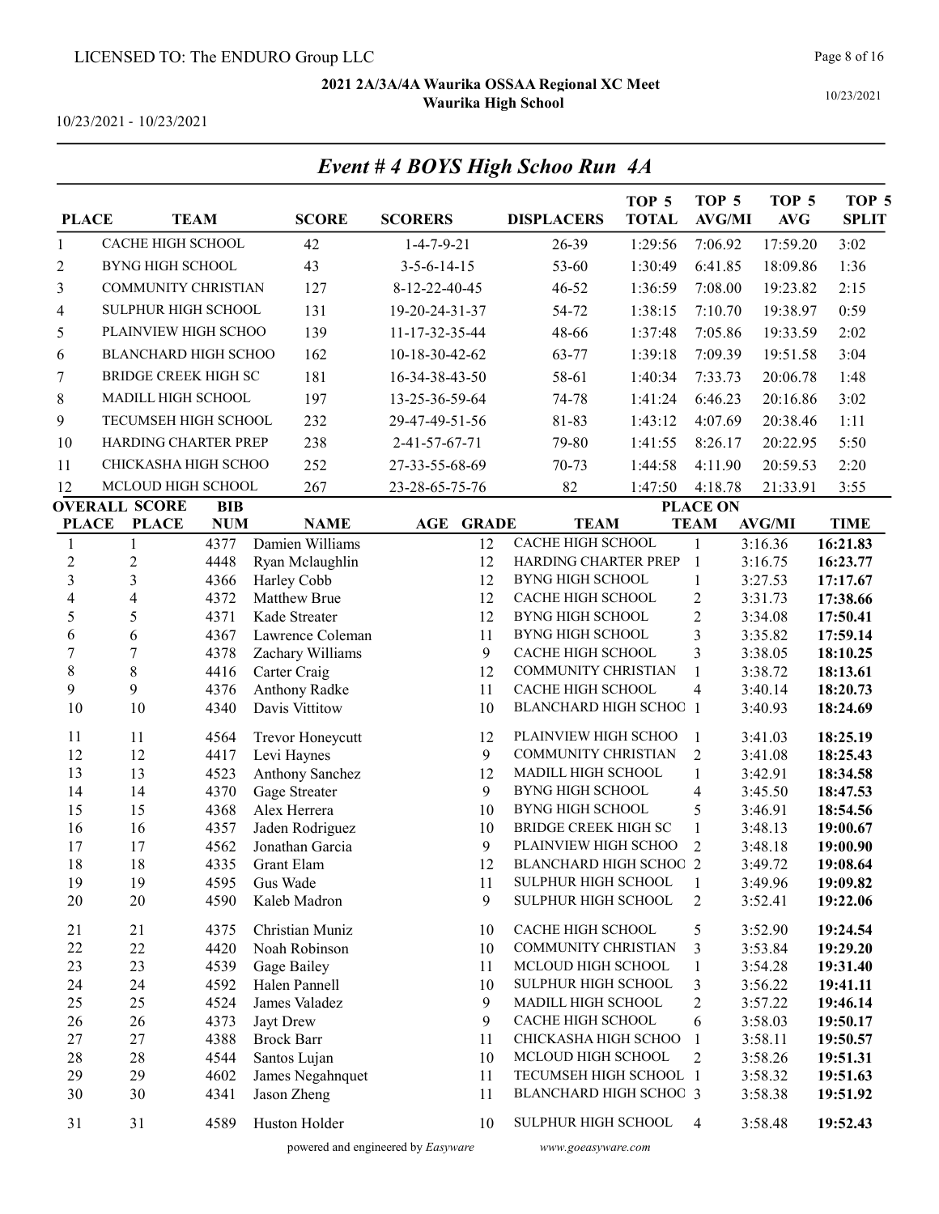LICENSED TO: The ENDURO Group LLC

**2021 2A/3A/4A Waurika OSSAA Regional XC Meet**
**Waurika High School**

10/23/2021 - 10/23/2021

10/23/2021

## *Event # 4 BOYS High Schoo Run 4A*

| PLACE | TEAM | SCORE | SCORERS | DISPLACERS | TOP 5 TOTAL | TOP 5 AVG/MI | TOP 5 AVG | TOP 5 SPLIT |
|---|---|---|---|---|---|---|---|---|
| 1 | CACHE HIGH SCHOOL | 42 | 1-4-7-9-21 | 26-39 | 1:29:56 | 7:06.92 | 17:59.20 | 3:02 |
| 2 | BYNG HIGH SCHOOL | 43 | 3-5-6-14-15 | 53-60 | 1:30:49 | 6:41.85 | 18:09.86 | 1:36 |
| 3 | COMMUNITY CHRISTIAN | 127 | 8-12-22-40-45 | 46-52 | 1:36:59 | 7:08.00 | 19:23.82 | 2:15 |
| 4 | SULPHUR HIGH SCHOOL | 131 | 19-20-24-31-37 | 54-72 | 1:38:15 | 7:10.70 | 19:38.97 | 0:59 |
| 5 | PLAINVIEW HIGH SCHOO | 139 | 11-17-32-35-44 | 48-66 | 1:37:48 | 7:05.86 | 19:33.59 | 2:02 |
| 6 | BLANCHARD HIGH SCHOO | 162 | 10-18-30-42-62 | 63-77 | 1:39:18 | 7:09.39 | 19:51.58 | 3:04 |
| 7 | BRIDGE CREEK HIGH SC | 181 | 16-34-38-43-50 | 58-61 | 1:40:34 | 7:33.73 | 20:06.78 | 1:48 |
| 8 | MADILL HIGH SCHOOL | 197 | 13-25-36-59-64 | 74-78 | 1:41:24 | 6:46.23 | 20:16.86 | 3:02 |
| 9 | TECUMSEH HIGH SCHOOL | 232 | 29-47-49-51-56 | 81-83 | 1:43:12 | 4:07.69 | 20:38.46 | 1:11 |
| 10 | HARDING CHARTER PREP | 238 | 2-41-57-67-71 | 79-80 | 1:41:55 | 8:26.17 | 20:22.95 | 5:50 |
| 11 | CHICKASHA HIGH SCHOO | 252 | 27-33-55-68-69 | 70-73 | 1:44:58 | 4:11.90 | 20:59.53 | 2:20 |
| 12 | MCLOUD HIGH SCHOOL | 267 | 23-28-65-75-76 | 82 | 1:47:50 | 4:18.78 | 21:33.91 | 3:55 |

| OVERALL PLACE | SCORE PLACE | BIB NUM | NAME | AGE | GRADE | TEAM | PLACE ON TEAM | AVG/MI | TIME |
|---|---|---|---|---|---|---|---|---|---|
| 1 | 1 | 4377 | Damien Williams | | 12 | CACHE HIGH SCHOOL | 1 | 3:16.36 | **16:21.83** |
| 2 | 2 | 4448 | Ryan Mclaughlin | | 12 | HARDING CHARTER PREP | 1 | 3:16.75 | **16:23.77** |
| 3 | 3 | 4366 | Harley Cobb | | 12 | BYNG HIGH SCHOOL | 1 | 3:27.53 | **17:17.67** |
| 4 | 4 | 4372 | Matthew Brue | | 12 | CACHE HIGH SCHOOL | 2 | 3:31.73 | **17:38.66** |
| 5 | 5 | 4371 | Kade Streater | | 12 | BYNG HIGH SCHOOL | 2 | 3:34.08 | **17:50.41** |
| 6 | 6 | 4367 | Lawrence Coleman | | 11 | BYNG HIGH SCHOOL | 3 | 3:35.82 | **17:59.14** |
| 7 | 7 | 4378 | Zachary Williams | | 9 | CACHE HIGH SCHOOL | 3 | 3:38.05 | **18:10.25** |
| 8 | 8 | 4416 | Carter Craig | | 12 | COMMUNITY CHRISTIAN | 1 | 3:38.72 | **18:13.61** |
| 9 | 9 | 4376 | Anthony Radke | | 11 | CACHE HIGH SCHOOL | 4 | 3:40.14 | **18:20.73** |
| 10 | 10 | 4340 | Davis Vittitow | | 10 | BLANCHARD HIGH SCHOO | 1 | 3:40.93 | **18:24.69** |
| 11 | 11 | 4564 | Trevor Honeycutt | | 12 | PLAINVIEW HIGH SCHOO | 1 | 3:41.03 | **18:25.19** |
| 12 | 12 | 4417 | Levi Haynes | | 9 | COMMUNITY CHRISTIAN | 2 | 3:41.08 | **18:25.43** |
| 13 | 13 | 4523 | Anthony Sanchez | | 12 | MADILL HIGH SCHOOL | 1 | 3:42.91 | **18:34.58** |
| 14 | 14 | 4370 | Gage Streater | | 9 | BYNG HIGH SCHOOL | 4 | 3:45.50 | **18:47.53** |
| 15 | 15 | 4368 | Alex Herrera | | 10 | BYNG HIGH SCHOOL | 5 | 3:46.91 | **18:54.56** |
| 16 | 16 | 4357 | Jaden Rodriguez | | 10 | BRIDGE CREEK HIGH SC | 1 | 3:48.13 | **19:00.67** |
| 17 | 17 | 4562 | Jonathan Garcia | | 9 | PLAINVIEW HIGH SCHOO | 2 | 3:48.18 | **19:00.90** |
| 18 | 18 | 4335 | Grant Elam | | 12 | BLANCHARD HIGH SCHOO | 2 | 3:49.72 | **19:08.64** |
| 19 | 19 | 4595 | Gus Wade | | 11 | SULPHUR HIGH SCHOOL | 1 | 3:49.96 | **19:09.82** |
| 20 | 20 | 4590 | Kaleb Madron | | 9 | SULPHUR HIGH SCHOOL | 2 | 3:52.41 | **19:22.06** |
| 21 | 21 | 4375 | Christian Muniz | | 10 | CACHE HIGH SCHOOL | 5 | 3:52.90 | **19:24.54** |
| 22 | 22 | 4420 | Noah Robinson | | 10 | COMMUNITY CHRISTIAN | 3 | 3:53.84 | **19:29.20** |
| 23 | 23 | 4539 | Gage Bailey | | 11 | MCLOUD HIGH SCHOOL | 1 | 3:54.28 | **19:31.40** |
| 24 | 24 | 4592 | Halen Pannell | | 10 | SULPHUR HIGH SCHOOL | 3 | 3:56.22 | **19:41.11** |
| 25 | 25 | 4524 | James Valadez | | 9 | MADILL HIGH SCHOOL | 2 | 3:57.22 | **19:46.14** |
| 26 | 26 | 4373 | Jayt Drew | | 9 | CACHE HIGH SCHOOL | 6 | 3:58.03 | **19:50.17** |
| 27 | 27 | 4388 | Brock Barr | | 11 | CHICKASHA HIGH SCHOO | 1 | 3:58.11 | **19:50.57** |
| 28 | 28 | 4544 | Santos Lujan | | 10 | MCLOUD HIGH SCHOOL | 2 | 3:58.26 | **19:51.31** |
| 29 | 29 | 4602 | James Negahnquet | | 11 | TECUMSEH HIGH SCHOOL | 1 | 3:58.32 | **19:51.63** |
| 30 | 30 | 4341 | Jason Zheng | | 11 | BLANCHARD HIGH SCHOO | 3 | 3:58.38 | **19:51.92** |
| 31 | 31 | 4589 | Huston Holder | | 10 | SULPHUR HIGH SCHOOL | 4 | 3:58.48 | **19:52.43** |

powered and engineered by *Easyware* www.goeasyware.com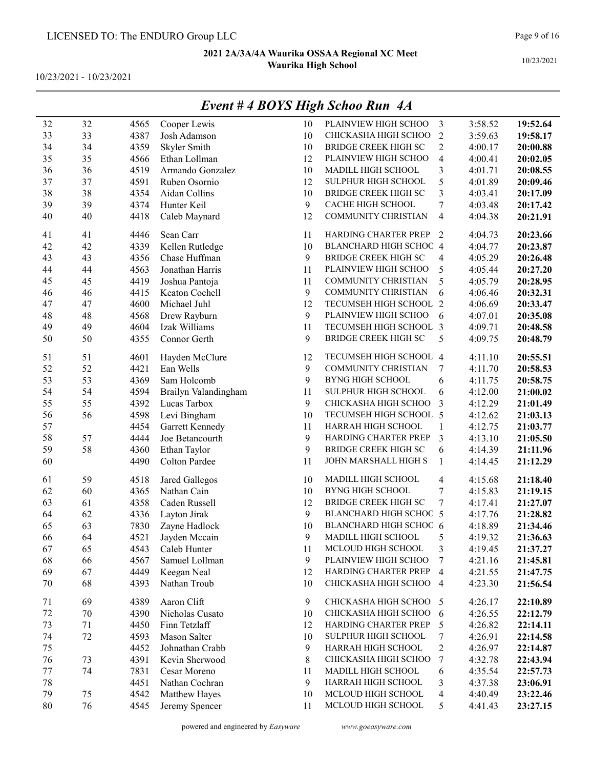LICENSED TO: The ENDURO Group LLC

**2021 2A/3A/4A Waurika OSSAA Regional XC Meet**
**Waurika High School**

10/23/2021 - 10/23/2021

## *Event # 4 BOYS High Schoo Run 4A*

| | | | | | | | | |
|---|---|---|---|---|---|---|---|---|
| 32 | 32 | 4565 | Cooper Lewis | 10 | PLAINVIEW HIGH SCHOO | 3 | 3:58.52 | **19:52.64** |
| 33 | 33 | 4387 | Josh Adamson | 10 | CHICKASHA HIGH SCHOO | 2 | 3:59.63 | **19:58.17** |
| 34 | 34 | 4359 | Skyler Smith | 10 | BRIDGE CREEK HIGH SC | 2 | 4:00.17 | **20:00.88** |
| 35 | 35 | 4566 | Ethan Lollman | 12 | PLAINVIEW HIGH SCHOO | 4 | 4:00.41 | **20:02.05** |
| 36 | 36 | 4519 | Armando Gonzalez | 10 | MADILL HIGH SCHOOL | 3 | 4:01.71 | **20:08.55** |
| 37 | 37 | 4591 | Ruben Osornio | 12 | SULPHUR HIGH SCHOOL | 5 | 4:01.89 | **20:09.46** |
| 38 | 38 | 4354 | Aidan Collins | 10 | BRIDGE CREEK HIGH SC | 3 | 4:03.41 | **20:17.09** |
| 39 | 39 | 4374 | Hunter Keil | 9 | CACHE HIGH SCHOOL | 7 | 4:03.48 | **20:17.42** |
| 40 | 40 | 4418 | Caleb Maynard | 12 | COMMUNITY CHRISTIAN | 4 | 4:04.38 | **20:21.91** |
| 41 | 41 | 4446 | Sean Carr | 11 | HARDING CHARTER PREP | 2 | 4:04.73 | **20:23.66** |
| 42 | 42 | 4339 | Kellen Rutledge | 10 | BLANCHARD HIGH SCHOO | 4 | 4:04.77 | **20:23.87** |
| 43 | 43 | 4356 | Chase Huffman | 9 | BRIDGE CREEK HIGH SC | 4 | 4:05.29 | **20:26.48** |
| 44 | 44 | 4563 | Jonathan Harris | 11 | PLAINVIEW HIGH SCHOO | 5 | 4:05.44 | **20:27.20** |
| 45 | 45 | 4419 | Joshua Pantoja | 11 | COMMUNITY CHRISTIAN | 5 | 4:05.79 | **20:28.95** |
| 46 | 46 | 4415 | Keaton Cochell | 9 | COMMUNITY CHRISTIAN | 6 | 4:06.46 | **20:32.31** |
| 47 | 47 | 4600 | Michael Juhl | 12 | TECUMSEH HIGH SCHOOL | 2 | 4:06.69 | **20:33.47** |
| 48 | 48 | 4568 | Drew Rayburn | 9 | PLAINVIEW HIGH SCHOO | 6 | 4:07.01 | **20:35.08** |
| 49 | 49 | 4604 | Izak Williams | 11 | TECUMSEH HIGH SCHOOL | 3 | 4:09.71 | **20:48.58** |
| 50 | 50 | 4355 | Connor Gerth | 9 | BRIDGE CREEK HIGH SC | 5 | 4:09.75 | **20:48.79** |
| 51 | 51 | 4601 | Hayden McClure | 12 | TECUMSEH HIGH SCHOOL | 4 | 4:11.10 | **20:55.51** |
| 52 | 52 | 4421 | Ean Wells | 9 | COMMUNITY CHRISTIAN | 7 | 4:11.70 | **20:58.53** |
| 53 | 53 | 4369 | Sam Holcomb | 9 | BYNG HIGH SCHOOL | 6 | 4:11.75 | **20:58.75** |
| 54 | 54 | 4594 | Brailyn Valandingham | 11 | SULPHUR HIGH SCHOOL | 6 | 4:12.00 | **21:00.02** |
| 55 | 55 | 4392 | Lucas Tarbox | 9 | CHICKASHA HIGH SCHOO | 3 | 4:12.29 | **21:01.49** |
| 56 | 56 | 4598 | Levi Bingham | 10 | TECUMSEH HIGH SCHOOL | 5 | 4:12.62 | **21:03.13** |
| 57 | | 4454 | Garrett Kennedy | 11 | HARRAH HIGH SCHOOL | 1 | 4:12.75 | **21:03.77** |
| 58 | 57 | 4444 | Joe Betancourth | 9 | HARDING CHARTER PREP | 3 | 4:13.10 | **21:05.50** |
| 59 | 58 | 4360 | Ethan Taylor | 9 | BRIDGE CREEK HIGH SC | 6 | 4:14.39 | **21:11.96** |
| 60 | | 4490 | Colton Pardee | 11 | JOHN MARSHALL HIGH S | 1 | 4:14.45 | **21:12.29** |
| 61 | 59 | 4518 | Jared Gallegos | 10 | MADILL HIGH SCHOOL | 4 | 4:15.68 | **21:18.40** |
| 62 | 60 | 4365 | Nathan Cain | 10 | BYNG HIGH SCHOOL | 7 | 4:15.83 | **21:19.15** |
| 63 | 61 | 4358 | Caden Russell | 12 | BRIDGE CREEK HIGH SC | 7 | 4:17.41 | **21:27.07** |
| 64 | 62 | 4336 | Layton Jirak | 9 | BLANCHARD HIGH SCHOO | 5 | 4:17.76 | **21:28.82** |
| 65 | 63 | 7830 | Zayne Hadlock | 10 | BLANCHARD HIGH SCHOO | 6 | 4:18.89 | **21:34.46** |
| 66 | 64 | 4521 | Jayden Mccain | 9 | MADILL HIGH SCHOOL | 5 | 4:19.32 | **21:36.63** |
| 67 | 65 | 4543 | Caleb Hunter | 11 | MCLOUD HIGH SCHOOL | 3 | 4:19.45 | **21:37.27** |
| 68 | 66 | 4567 | Samuel Lollman | 9 | PLAINVIEW HIGH SCHOO | 7 | 4:21.16 | **21:45.81** |
| 69 | 67 | 4449 | Keegan Neal | 12 | HARDING CHARTER PREP | 4 | 4:21.55 | **21:47.75** |
| 70 | 68 | 4393 | Nathan Troub | 10 | CHICKASHA HIGH SCHOO | 4 | 4:23.30 | **21:56.54** |
| 71 | 69 | 4389 | Aaron Clift | 9 | CHICKASHA HIGH SCHOO | 5 | 4:26.17 | **22:10.89** |
| 72 | 70 | 4390 | Nicholas Cusato | 10 | CHICKASHA HIGH SCHOO | 6 | 4:26.55 | **22:12.79** |
| 73 | 71 | 4450 | Finn Tetzlaff | 12 | HARDING CHARTER PREP | 5 | 4:26.82 | **22:14.11** |
| 74 | 72 | 4593 | Mason Salter | 10 | SULPHUR HIGH SCHOOL | 7 | 4:26.91 | **22:14.58** |
| 75 | | 4452 | Johnathan Crabb | 9 | HARRAH HIGH SCHOOL | 2 | 4:26.97 | **22:14.87** |
| 76 | 73 | 4391 | Kevin Sherwood | 8 | CHICKASHA HIGH SCHOO | 7 | 4:32.78 | **22:43.94** |
| 77 | 74 | 7831 | Cesar Moreno | 11 | MADILL HIGH SCHOOL | 6 | 4:35.54 | **22:57.73** |
| 78 | | 4451 | Nathan Cochran | 9 | HARRAH HIGH SCHOOL | 3 | 4:37.38 | **23:06.91** |
| 79 | 75 | 4542 | Matthew Hayes | 10 | MCLOUD HIGH SCHOOL | 4 | 4:40.49 | **23:22.46** |
| 80 | 76 | 4545 | Jeremy Spencer | 11 | MCLOUD HIGH SCHOOL | 5 | 4:41.43 | **23:27.15** |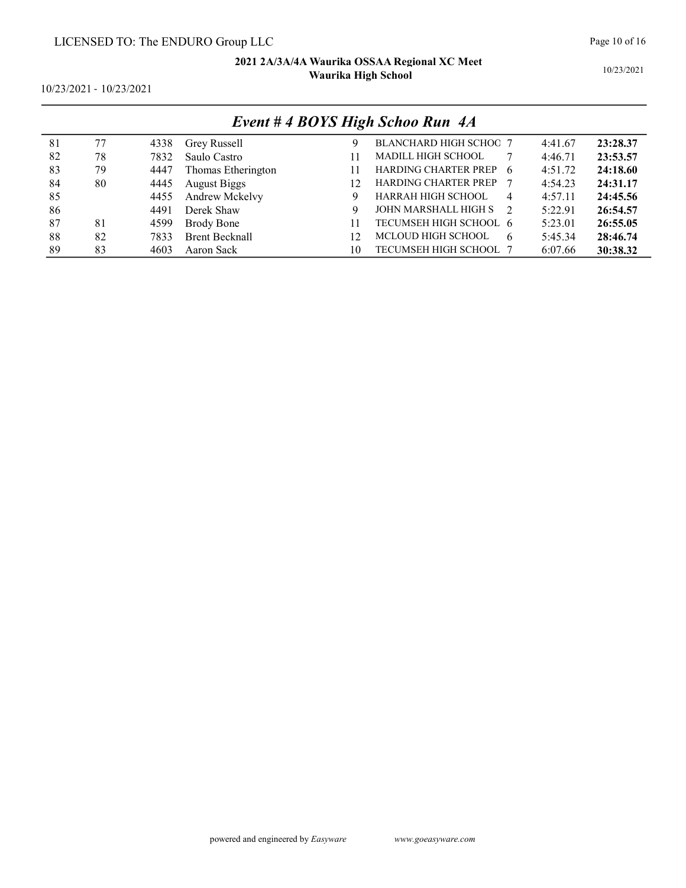LICENSED TO: The ENDURO Group LLC

**2021 2A/3A/4A Waurika OSSAA Regional XC Meet**
**Waurika High School**

10/23/2021 - 10/23/2021

## *Event # 4 BOYS High Schoo Run 4A*

| | | | | | | | | |
|---|---|---|---|---|---|---|---|---|
| 81 | 77 | 4338 | Grey Russell | 9 | BLANCHARD HIGH SCHOO | 7 | 4:41.67 | **23:28.37** |
| 82 | 78 | 7832 | Saulo Castro | 11 | MADILL HIGH SCHOOL | 7 | 4:46.71 | **23:53.57** |
| 83 | 79 | 4447 | Thomas Etherington | 11 | HARDING CHARTER PREP | 6 | 4:51.72 | **24:18.60** |
| 84 | 80 | 4445 | August Biggs | 12 | HARDING CHARTER PREP | 7 | 4:54.23 | **24:31.17** |
| 85 | | 4455 | Andrew Mckelvy | 9 | HARRAH HIGH SCHOOL | 4 | 4:57.11 | **24:45.56** |
| 86 | | 4491 | Derek Shaw | 9 | JOHN MARSHALL HIGH S | 2 | 5:22.91 | **26:54.57** |
| 87 | 81 | 4599 | Brody Bone | 11 | TECUMSEH HIGH SCHOOL | 6 | 5:23.01 | **26:55.05** |
| 88 | 82 | 7833 | Brent Becknall | 12 | MCLOUD HIGH SCHOOL | 6 | 5:45.34 | **28:46.74** |
| 89 | 83 | 4603 | Aaron Sack | 10 | TECUMSEH HIGH SCHOOL | 7 | 6:07.66 | **30:38.32** |

powered and engineered by *Easyware* www.goeasyware.com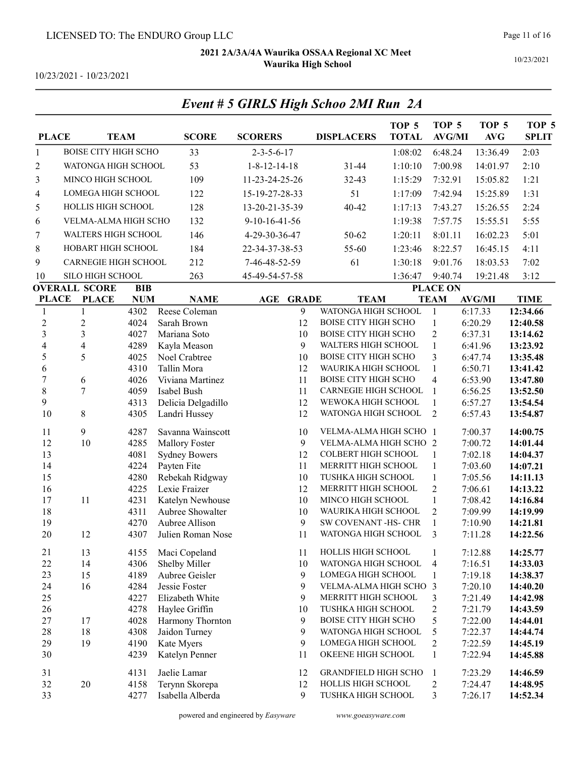LICENSED TO: The ENDURO Group LLC

**2021 2A/3A/4A Waurika OSSAA Regional XC Meet**
**Waurika High School**

10/23/2021 - 10/23/2021

10/23/2021

## *Event # 5 GIRLS High Schoo 2MI Run 2A*

| PLACE | TEAM | SCORE | SCORERS | DISPLACERS | TOP 5 TOTAL | TOP 5 AVG/MI | TOP 5 AVG | TOP 5 SPLIT |
|---|---|---|---|---|---|---|---|---|
| 1 | BOISE CITY HIGH SCHO | 33 | 2-3-5-6-17 | | 1:08:02 | 6:48.24 | 13:36.49 | 2:03 |
| 2 | WATONGA HIGH SCHOOL | 53 | 1-8-12-14-18 | 31-44 | 1:10:10 | 7:00.98 | 14:01.97 | 2:10 |
| 3 | MINCO HIGH SCHOOL | 109 | 11-23-24-25-26 | 32-43 | 1:15:29 | 7:32.91 | 15:05.82 | 1:21 |
| 4 | LOMEGA HIGH SCHOOL | 122 | 15-19-27-28-33 | 51 | 1:17:09 | 7:42.94 | 15:25.89 | 1:31 |
| 5 | HOLLIS HIGH SCHOOL | 128 | 13-20-21-35-39 | 40-42 | 1:17:13 | 7:43.27 | 15:26.55 | 2:24 |
| 6 | VELMA-ALMA HIGH SCHO | 132 | 9-10-16-41-56 | | 1:19:38 | 7:57.75 | 15:55.51 | 5:55 |
| 7 | WALTERS HIGH SCHOOL | 146 | 4-29-30-36-47 | 50-62 | 1:20:11 | 8:01.11 | 16:02.23 | 5:01 |
| 8 | HOBART HIGH SCHOOL | 184 | 22-34-37-38-53 | 55-60 | 1:23:46 | 8:22.57 | 16:45.15 | 4:11 |
| 9 | CARNEGIE HIGH SCHOOL | 212 | 7-46-48-52-59 | 61 | 1:30:18 | 9:01.76 | 18:03.53 | 7:02 |
| 10 | SILO HIGH SCHOOL | 263 | 45-49-54-57-58 | | 1:36:47 | 9:40.74 | 19:21.48 | 3:12 |

| OVERALL PLACE | SCORE PLACE | BIB NUM | NAME | AGE | GRADE | TEAM | PLACE ON TEAM | AVG/MI | TIME |
|---|---|---|---|---|---|---|---|---|---|
| 1 | 1 | 4302 | Reese Coleman | | 9 | WATONGA HIGH SCHOOL | 1 | 6:17.33 | **12:34.66** |
| 2 | 2 | 4024 | Sarah Brown | | 12 | BOISE CITY HIGH SCHO | 1 | 6:20.29 | **12:40.58** |
| 3 | 3 | 4027 | Mariana Soto | | 10 | BOISE CITY HIGH SCHO | 2 | 6:37.31 | **13:14.62** |
| 4 | 4 | 4289 | Kayla Meason | | 9 | WALTERS HIGH SCHOOL | 1 | 6:41.96 | **13:23.92** |
| 5 | 5 | 4025 | Noel Crabtree | | 10 | BOISE CITY HIGH SCHO | 3 | 6:47.74 | **13:35.48** |
| 6 | | 4310 | Tallin Mora | | 12 | WAURIKA HIGH SCHOOL | 1 | 6:50.71 | **13:41.42** |
| 7 | 6 | 4026 | Viviana Martinez | | 11 | BOISE CITY HIGH SCHO | 4 | 6:53.90 | **13:47.80** |
| 8 | 7 | 4059 | Isabel Bush | | 11 | CARNEGIE HIGH SCHOOL | 1 | 6:56.25 | **13:52.50** |
| 9 | | 4313 | Delicia Delgadillo | | 12 | WEWOKA HIGH SCHOOL | 1 | 6:57.27 | **13:54.54** |
| 10 | 8 | 4305 | Landri Hussey | | 12 | WATONGA HIGH SCHOOL | 2 | 6:57.43 | **13:54.87** |
| 11 | 9 | 4287 | Savanna Wainscott | | 10 | VELMA-ALMA HIGH SCHO | 1 | 7:00.37 | **14:00.75** |
| 12 | 10 | 4285 | Mallory Foster | | 9 | VELMA-ALMA HIGH SCHO | 2 | 7:00.72 | **14:01.44** |
| 13 | | 4081 | Sydney Bowers | | 12 | COLBERT HIGH SCHOOL | 1 | 7:02.18 | **14:04.37** |
| 14 | | 4224 | Payten Fite | | 11 | MERRITT HIGH SCHOOL | 1 | 7:03.60 | **14:07.21** |
| 15 | | 4280 | Rebekah Ridgway | | 10 | TUSHKA HIGH SCHOOL | 1 | 7:05.56 | **14:11.13** |
| 16 | | 4225 | Lexie Fraizer | | 12 | MERRITT HIGH SCHOOL | 2 | 7:06.61 | **14:13.22** |
| 17 | 11 | 4231 | Katelyn Newhouse | | 10 | MINCO HIGH SCHOOL | 1 | 7:08.42 | **14:16.84** |
| 18 | | 4311 | Aubree Showalter | | 10 | WAURIKA HIGH SCHOOL | 2 | 7:09.99 | **14:19.99** |
| 19 | | 4270 | Aubree Allison | | 9 | SW COVENANT -HS- CHR | 1 | 7:10.90 | **14:21.81** |
| 20 | 12 | 4307 | Julien Roman Nose | | 11 | WATONGA HIGH SCHOOL | 3 | 7:11.28 | **14:22.56** |
| 21 | 13 | 4155 | Maci Copeland | | 11 | HOLLIS HIGH SCHOOL | 1 | 7:12.88 | **14:25.77** |
| 22 | 14 | 4306 | Shelby Miller | | 10 | WATONGA HIGH SCHOOL | 4 | 7:16.51 | **14:33.03** |
| 23 | 15 | 4189 | Aubree Geisler | | 9 | LOMEGA HIGH SCHOOL | 1 | 7:19.18 | **14:38.37** |
| 24 | 16 | 4284 | Jessie Foster | | 9 | VELMA-ALMA HIGH SCHO | 3 | 7:20.10 | **14:40.20** |
| 25 | | 4227 | Elizabeth White | | 9 | MERRITT HIGH SCHOOL | 3 | 7:21.49 | **14:42.98** |
| 26 | | 4278 | Haylee Griffin | | 10 | TUSHKA HIGH SCHOOL | 2 | 7:21.79 | **14:43.59** |
| 27 | 17 | 4028 | Harmony Thornton | | 9 | BOISE CITY HIGH SCHO | 5 | 7:22.00 | **14:44.01** |
| 28 | 18 | 4308 | Jaidon Turney | | 9 | WATONGA HIGH SCHOOL | 5 | 7:22.37 | **14:44.74** |
| 29 | 19 | 4190 | Kate Myers | | 9 | LOMEGA HIGH SCHOOL | 2 | 7:22.59 | **14:45.19** |
| 30 | | 4239 | Katelyn Penner | | 11 | OKEENE HIGH SCHOOL | 1 | 7:22.94 | **14:45.88** |
| 31 | | 4131 | Jaelie Lamar | | 12 | GRANDFIELD HIGH SCHO | 1 | 7:23.29 | **14:46.59** |
| 32 | 20 | 4158 | Terynn Skorepa | | 12 | HOLLIS HIGH SCHOOL | 2 | 7:24.47 | **14:48.95** |
| 33 | | 4277 | Isabella Alberda | | 9 | TUSHKA HIGH SCHOOL | 3 | 7:26.17 | **14:52.34** |

powered and engineered by *Easyware* www.goeasyware.com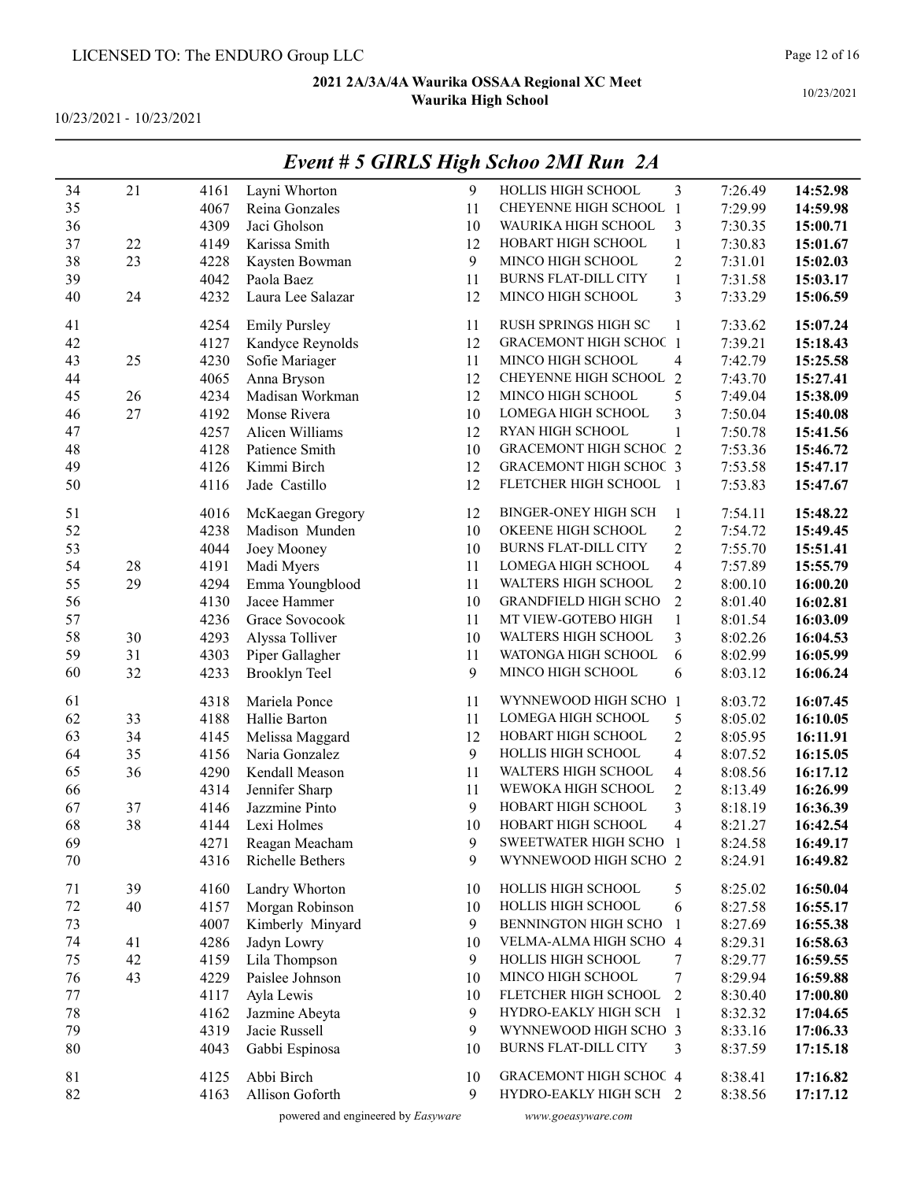LICENSED TO: The ENDURO Group LLC

**2021 2A/3A/4A Waurika OSSAA Regional XC Meet**
**Waurika High School**

10/23/2021 - 10/23/2021

## *Event # 5 GIRLS High Schoo 2MI Run 2A*

| Place | Team Place | Bib | Name | Grade | School | Team # | Split | Time |
|---|---|---|---|---|---|---|---|---|
| 34 | 21 | 4161 | Layni Whorton | 9 | HOLLIS HIGH SCHOOL | 3 | 7:26.49 | **14:52.98** |
| 35 | | 4067 | Reina Gonzales | 11 | CHEYENNE HIGH SCHOOL | 1 | 7:29.99 | **14:59.98** |
| 36 | | 4309 | Jaci Gholson | 10 | WAURIKA HIGH SCHOOL | 3 | 7:30.35 | **15:00.71** |
| 37 | 22 | 4149 | Karissa Smith | 12 | HOBART HIGH SCHOOL | 1 | 7:30.83 | **15:01.67** |
| 38 | 23 | 4228 | Kaysten Bowman | 9 | MINCO HIGH SCHOOL | 2 | 7:31.01 | **15:02.03** |
| 39 | | 4042 | Paola Baez | 11 | BURNS FLAT-DILL CITY | 1 | 7:31.58 | **15:03.17** |
| 40 | 24 | 4232 | Laura Lee Salazar | 12 | MINCO HIGH SCHOOL | 3 | 7:33.29 | **15:06.59** |
| 41 | | 4254 | Emily Pursley | 11 | RUSH SPRINGS HIGH SC | 1 | 7:33.62 | **15:07.24** |
| 42 | | 4127 | Kandyce Reynolds | 12 | GRACEMONT HIGH SCHOC | 1 | 7:39.21 | **15:18.43** |
| 43 | 25 | 4230 | Sofie Mariager | 11 | MINCO HIGH SCHOOL | 4 | 7:42.79 | **15:25.58** |
| 44 | | 4065 | Anna Bryson | 12 | CHEYENNE HIGH SCHOOL | 2 | 7:43.70 | **15:27.41** |
| 45 | 26 | 4234 | Madisan Workman | 12 | MINCO HIGH SCHOOL | 5 | 7:49.04 | **15:38.09** |
| 46 | 27 | 4192 | Monse Rivera | 10 | LOMEGA HIGH SCHOOL | 3 | 7:50.04 | **15:40.08** |
| 47 | | 4257 | Alicen Williams | 12 | RYAN HIGH SCHOOL | 1 | 7:50.78 | **15:41.56** |
| 48 | | 4128 | Patience Smith | 10 | GRACEMONT HIGH SCHOC | 2 | 7:53.36 | **15:46.72** |
| 49 | | 4126 | Kimmi Birch | 12 | GRACEMONT HIGH SCHOC | 3 | 7:53.58 | **15:47.17** |
| 50 | | 4116 | Jade Castillo | 12 | FLETCHER HIGH SCHOOL | 1 | 7:53.83 | **15:47.67** |
| 51 | | 4016 | McKaegan Gregory | 12 | BINGER-ONEY HIGH SCH | 1 | 7:54.11 | **15:48.22** |
| 52 | | 4238 | Madison Munden | 10 | OKEENE HIGH SCHOOL | 2 | 7:54.72 | **15:49.45** |
| 53 | | 4044 | Joey Mooney | 10 | BURNS FLAT-DILL CITY | 2 | 7:55.70 | **15:51.41** |
| 54 | 28 | 4191 | Madi Myers | 11 | LOMEGA HIGH SCHOOL | 4 | 7:57.89 | **15:55.79** |
| 55 | 29 | 4294 | Emma Youngblood | 11 | WALTERS HIGH SCHOOL | 2 | 8:00.10 | **16:00.20** |
| 56 | | 4130 | Jacee Hammer | 10 | GRANDFIELD HIGH SCHO | 2 | 8:01.40 | **16:02.81** |
| 57 | | 4236 | Grace Sovocook | 11 | MT VIEW-GOTEBO HIGH | 1 | 8:01.54 | **16:03.09** |
| 58 | 30 | 4293 | Alyssa Tolliver | 10 | WALTERS HIGH SCHOOL | 3 | 8:02.26 | **16:04.53** |
| 59 | 31 | 4303 | Piper Gallagher | 11 | WATONGA HIGH SCHOOL | 6 | 8:02.99 | **16:05.99** |
| 60 | 32 | 4233 | Brooklyn Teel | 9 | MINCO HIGH SCHOOL | 6 | 8:03.12 | **16:06.24** |
| 61 | | 4318 | Mariela Ponce | 11 | WYNNEWOOD HIGH SCHO | 1 | 8:03.72 | **16:07.45** |
| 62 | 33 | 4188 | Hallie Barton | 11 | LOMEGA HIGH SCHOOL | 5 | 8:05.02 | **16:10.05** |
| 63 | 34 | 4145 | Melissa Maggard | 12 | HOBART HIGH SCHOOL | 2 | 8:05.95 | **16:11.91** |
| 64 | 35 | 4156 | Naria Gonzalez | 9 | HOLLIS HIGH SCHOOL | 4 | 8:07.52 | **16:15.05** |
| 65 | 36 | 4290 | Kendall Meason | 11 | WALTERS HIGH SCHOOL | 4 | 8:08.56 | **16:17.12** |
| 66 | | 4314 | Jennifer Sharp | 11 | WEWOKA HIGH SCHOOL | 2 | 8:13.49 | **16:26.99** |
| 67 | 37 | 4146 | Jazzmine Pinto | 9 | HOBART HIGH SCHOOL | 3 | 8:18.19 | **16:36.39** |
| 68 | 38 | 4144 | Lexi Holmes | 10 | HOBART HIGH SCHOOL | 4 | 8:21.27 | **16:42.54** |
| 69 | | 4271 | Reagan Meacham | 9 | SWEETWATER HIGH SCHO | 1 | 8:24.58 | **16:49.17** |
| 70 | | 4316 | Richelle Bethers | 9 | WYNNEWOOD HIGH SCHO | 2 | 8:24.91 | **16:49.82** |
| 71 | 39 | 4160 | Landry Whorton | 10 | HOLLIS HIGH SCHOOL | 5 | 8:25.02 | **16:50.04** |
| 72 | 40 | 4157 | Morgan Robinson | 10 | HOLLIS HIGH SCHOOL | 6 | 8:27.58 | **16:55.17** |
| 73 | | 4007 | Kimberly Minyard | 9 | BENNINGTON HIGH SCHO | 1 | 8:27.69 | **16:55.38** |
| 74 | 41 | 4286 | Jadyn Lowry | 10 | VELMA-ALMA HIGH SCHO | 4 | 8:29.31 | **16:58.63** |
| 75 | 42 | 4159 | Lila Thompson | 9 | HOLLIS HIGH SCHOOL | 7 | 8:29.77 | **16:59.55** |
| 76 | 43 | 4229 | Paislee Johnson | 10 | MINCO HIGH SCHOOL | 7 | 8:29.94 | **16:59.88** |
| 77 | | 4117 | Ayla Lewis | 10 | FLETCHER HIGH SCHOOL | 2 | 8:30.40 | **17:00.80** |
| 78 | | 4162 | Jazmine Abeyta | 9 | HYDRO-EAKLY HIGH SCH | 1 | 8:32.32 | **17:04.65** |
| 79 | | 4319 | Jacie Russell | 9 | WYNNEWOOD HIGH SCHO | 3 | 8:33.16 | **17:06.33** |
| 80 | | 4043 | Gabbi Espinosa | 10 | BURNS FLAT-DILL CITY | 3 | 8:37.59 | **17:15.18** |
| 81 | | 4125 | Abbi Birch | 10 | GRACEMONT HIGH SCHOC | 4 | 8:38.41 | **17:16.82** |
| 82 | | 4163 | Allison Goforth | 9 | HYDRO-EAKLY HIGH SCH | 2 | 8:38.56 | **17:17.12** |

powered and engineered by *Easyware* www.goeasyware.com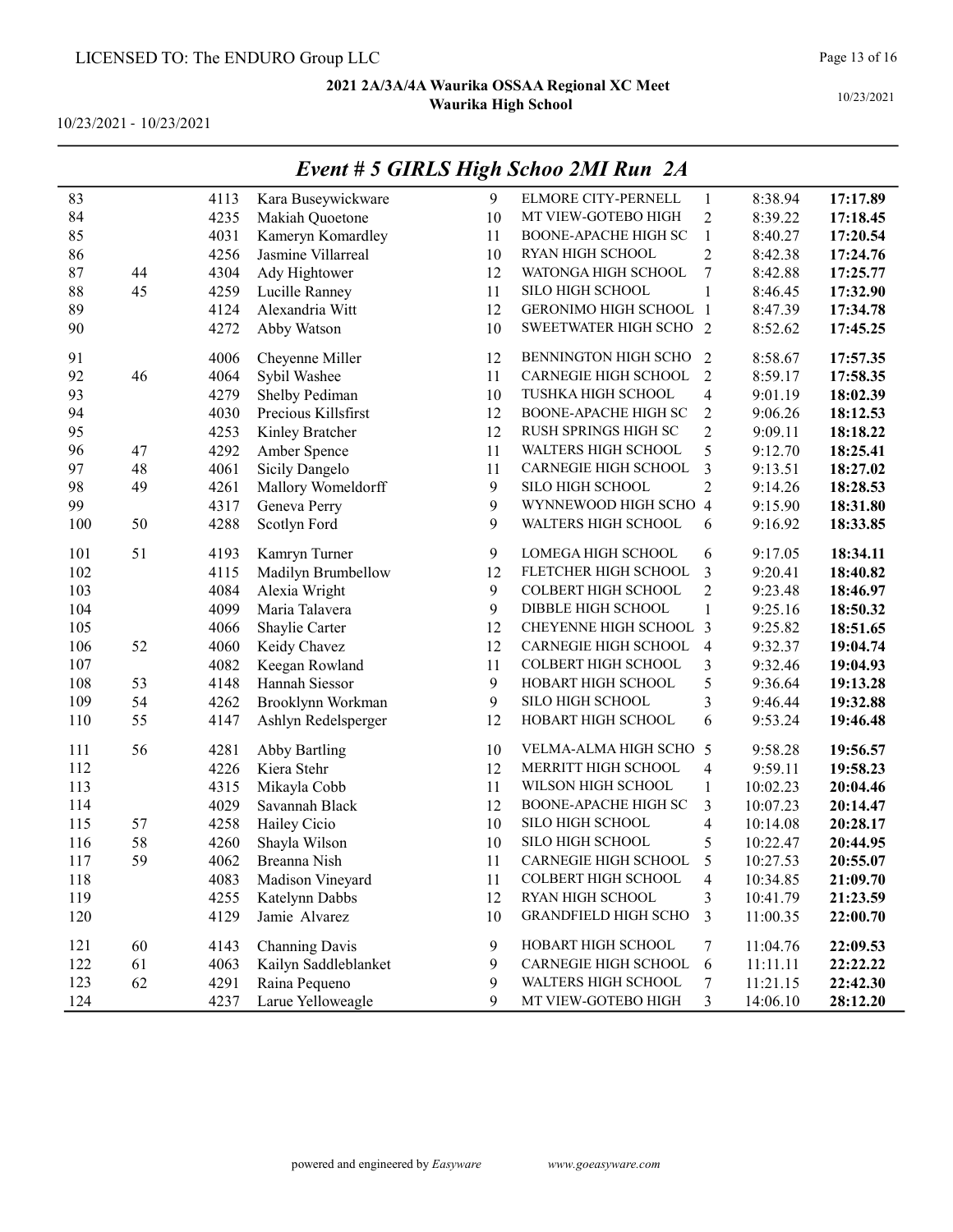LICENSED TO: The ENDURO Group LLC

**2021 2A/3A/4A Waurika OSSAA Regional XC Meet**
**Waurika High School**

10/23/2021 - 10/23/2021

10/23/2021

## *Event # 5 GIRLS High Schoo 2MI Run 2A*

| | | | | | | | | |
|---|---|---|---|---|---|---|---|---|
| 83 | | 4113 | Kara Buseywickware | 9 | ELMORE CITY-PERNELL | 1 | 8:38.94 | **17:17.89** |
| 84 | | 4235 | Makiah Quoetone | 10 | MT VIEW-GOTEBO HIGH | 2 | 8:39.22 | **17:18.45** |
| 85 | | 4031 | Kameryn Komardley | 11 | BOONE-APACHE HIGH SC | 1 | 8:40.27 | **17:20.54** |
| 86 | | 4256 | Jasmine Villarreal | 10 | RYAN HIGH SCHOOL | 2 | 8:42.38 | **17:24.76** |
| 87 | 44 | 4304 | Ady Hightower | 12 | WATONGA HIGH SCHOOL | 7 | 8:42.88 | **17:25.77** |
| 88 | 45 | 4259 | Lucille Ranney | 11 | SILO HIGH SCHOOL | 1 | 8:46.45 | **17:32.90** |
| 89 | | 4124 | Alexandria Witt | 12 | GERONIMO HIGH SCHOOL | 1 | 8:47.39 | **17:34.78** |
| 90 | | 4272 | Abby Watson | 10 | SWEETWATER HIGH SCHO | 2 | 8:52.62 | **17:45.25** |
| 91 | | 4006 | Cheyenne Miller | 12 | BENNINGTON HIGH SCHO | 2 | 8:58.67 | **17:57.35** |
| 92 | 46 | 4064 | Sybil Washee | 11 | CARNEGIE HIGH SCHOOL | 2 | 8:59.17 | **17:58.35** |
| 93 | | 4279 | Shelby Pediman | 10 | TUSHKA HIGH SCHOOL | 4 | 9:01.19 | **18:02.39** |
| 94 | | 4030 | Precious Killsfirst | 12 | BOONE-APACHE HIGH SC | 2 | 9:06.26 | **18:12.53** |
| 95 | | 4253 | Kinley Bratcher | 12 | RUSH SPRINGS HIGH SC | 2 | 9:09.11 | **18:18.22** |
| 96 | 47 | 4292 | Amber Spence | 11 | WALTERS HIGH SCHOOL | 5 | 9:12.70 | **18:25.41** |
| 97 | 48 | 4061 | Sicily Dangelo | 11 | CARNEGIE HIGH SCHOOL | 3 | 9:13.51 | **18:27.02** |
| 98 | 49 | 4261 | Mallory Womeldorff | 9 | SILO HIGH SCHOOL | 2 | 9:14.26 | **18:28.53** |
| 99 | | 4317 | Geneva Perry | 9 | WYNNEWOOD HIGH SCHO | 4 | 9:15.90 | **18:31.80** |
| 100 | 50 | 4288 | Scotlyn Ford | 9 | WALTERS HIGH SCHOOL | 6 | 9:16.92 | **18:33.85** |
| 101 | 51 | 4193 | Kamryn Turner | 9 | LOMEGA HIGH SCHOOL | 6 | 9:17.05 | **18:34.11** |
| 102 | | 4115 | Madilyn Brumbellow | 12 | FLETCHER HIGH SCHOOL | 3 | 9:20.41 | **18:40.82** |
| 103 | | 4084 | Alexia Wright | 9 | COLBERT HIGH SCHOOL | 2 | 9:23.48 | **18:46.97** |
| 104 | | 4099 | Maria Talavera | 9 | DIBBLE HIGH SCHOOL | 1 | 9:25.16 | **18:50.32** |
| 105 | | 4066 | Shaylie Carter | 12 | CHEYENNE HIGH SCHOOL | 3 | 9:25.82 | **18:51.65** |
| 106 | 52 | 4060 | Keidy Chavez | 12 | CARNEGIE HIGH SCHOOL | 4 | 9:32.37 | **19:04.74** |
| 107 | | 4082 | Keegan Rowland | 11 | COLBERT HIGH SCHOOL | 3 | 9:32.46 | **19:04.93** |
| 108 | 53 | 4148 | Hannah Siessor | 9 | HOBART HIGH SCHOOL | 5 | 9:36.64 | **19:13.28** |
| 109 | 54 | 4262 | Brooklynn Workman | 9 | SILO HIGH SCHOOL | 3 | 9:46.44 | **19:32.88** |
| 110 | 55 | 4147 | Ashlyn Redelsperger | 12 | HOBART HIGH SCHOOL | 6 | 9:53.24 | **19:46.48** |
| 111 | 56 | 4281 | Abby Bartling | 10 | VELMA-ALMA HIGH SCHO | 5 | 9:58.28 | **19:56.57** |
| 112 | | 4226 | Kiera Stehr | 12 | MERRITT HIGH SCHOOL | 4 | 9:59.11 | **19:58.23** |
| 113 | | 4315 | Mikayla Cobb | 11 | WILSON HIGH SCHOOL | 1 | 10:02.23 | **20:04.46** |
| 114 | | 4029 | Savannah Black | 12 | BOONE-APACHE HIGH SC | 3 | 10:07.23 | **20:14.47** |
| 115 | 57 | 4258 | Hailey Cicio | 10 | SILO HIGH SCHOOL | 4 | 10:14.08 | **20:28.17** |
| 116 | 58 | 4260 | Shayla Wilson | 10 | SILO HIGH SCHOOL | 5 | 10:22.47 | **20:44.95** |
| 117 | 59 | 4062 | Breanna Nish | 11 | CARNEGIE HIGH SCHOOL | 5 | 10:27.53 | **20:55.07** |
| 118 | | 4083 | Madison Vineyard | 11 | COLBERT HIGH SCHOOL | 4 | 10:34.85 | **21:09.70** |
| 119 | | 4255 | Katelynn Dabbs | 12 | RYAN HIGH SCHOOL | 3 | 10:41.79 | **21:23.59** |
| 120 | | 4129 | Jamie Alvarez | 10 | GRANDFIELD HIGH SCHO | 3 | 11:00.35 | **22:00.70** |
| 121 | 60 | 4143 | Channing Davis | 9 | HOBART HIGH SCHOOL | 7 | 11:04.76 | **22:09.53** |
| 122 | 61 | 4063 | Kailyn Saddleblanket | 9 | CARNEGIE HIGH SCHOOL | 6 | 11:11.11 | **22:22.22** |
| 123 | 62 | 4291 | Raina Pequeno | 9 | WALTERS HIGH SCHOOL | 7 | 11:21.15 | **22:42.30** |
| 124 | | 4237 | Larue Yelloweagle | 9 | MT VIEW-GOTEBO HIGH | 3 | 14:06.10 | **28:12.20** |

powered and engineered by *Easyware* *www.goeasyware.com*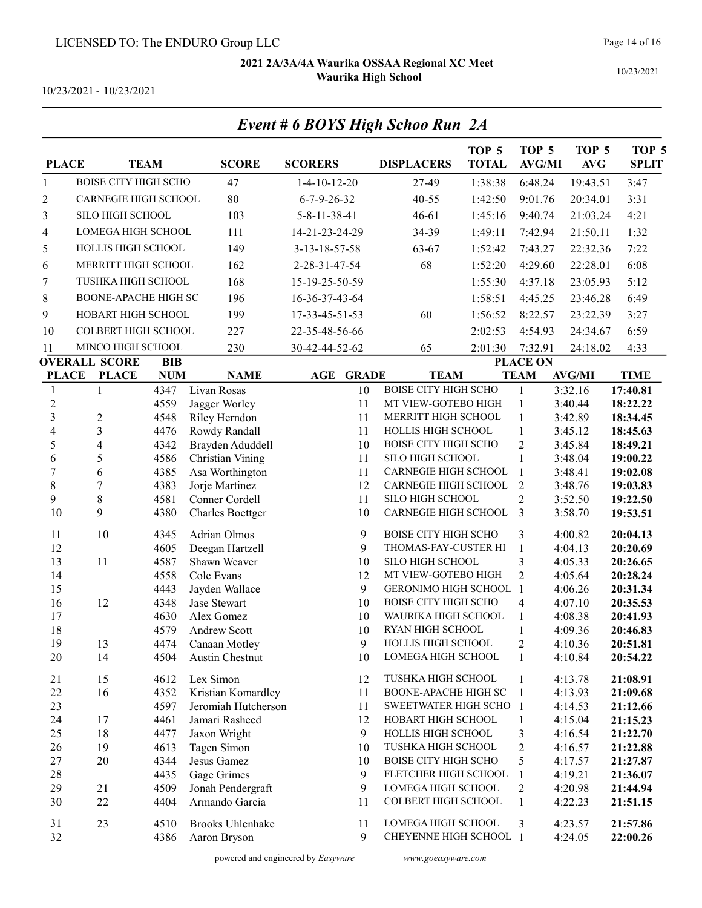LICENSED TO: The ENDURO Group LLC

**2021 2A/3A/4A Waurika OSSAA Regional XC Meet**
**Waurika High School**

10/23/2021 - 10/23/2021

## *Event # 6 BOYS High Schoo Run 2A*

| PLACE | TEAM | SCORE | SCORERS | DISPLACERS | TOP 5 TOTAL | TOP 5 AVG/MI | TOP 5 AVG | TOP 5 SPLIT |
|---|---|---|---|---|---|---|---|---|
| 1 | BOISE CITY HIGH SCHO | 47 | 1-4-10-12-20 | 27-49 | 1:38:38 | 6:48.24 | 19:43.51 | 3:47 |
| 2 | CARNEGIE HIGH SCHOOL | 80 | 6-7-9-26-32 | 40-55 | 1:42:50 | 9:01.76 | 20:34.01 | 3:31 |
| 3 | SILO HIGH SCHOOL | 103 | 5-8-11-38-41 | 46-61 | 1:45:16 | 9:40.74 | 21:03.24 | 4:21 |
| 4 | LOMEGA HIGH SCHOOL | 111 | 14-21-23-24-29 | 34-39 | 1:49:11 | 7:42.94 | 21:50.11 | 1:32 |
| 5 | HOLLIS HIGH SCHOOL | 149 | 3-13-18-57-58 | 63-67 | 1:52:42 | 7:43.27 | 22:32.36 | 7:22 |
| 6 | MERRITT HIGH SCHOOL | 162 | 2-28-31-47-54 | 68 | 1:52:20 | 4:29.60 | 22:28.01 | 6:08 |
| 7 | TUSHKA HIGH SCHOOL | 168 | 15-19-25-50-59 | | 1:55:30 | 4:37.18 | 23:05.93 | 5:12 |
| 8 | BOONE-APACHE HIGH SC | 196 | 16-36-37-43-64 | | 1:58:51 | 4:45.25 | 23:46.28 | 6:49 |
| 9 | HOBART HIGH SCHOOL | 199 | 17-33-45-51-53 | 60 | 1:56:52 | 8:22.57 | 23:22.39 | 3:27 |
| 10 | COLBERT HIGH SCHOOL | 227 | 22-35-48-56-66 | | 2:02:53 | 4:54.93 | 24:34.67 | 6:59 |
| 11 | MINCO HIGH SCHOOL | 230 | 30-42-44-52-62 | 65 | 2:01:30 | 7:32.91 | 24:18.02 | 4:33 |

| OVERALL PLACE | SCORE PLACE | BIB NUM | NAME | AGE | GRADE | TEAM | PLACE ON TEAM | AVG/MI | TIME |
|---|---|---|---|---|---|---|---|---|---|
| 1 | 1 | 4347 | Livan Rosas | | 10 | BOISE CITY HIGH SCHO | 1 | 3:32.16 | **17:40.81** |
| 2 | | 4559 | Jagger Worley | | 11 | MT VIEW-GOTEBO HIGH | 1 | 3:40.44 | **18:22.22** |
| 3 | 2 | 4548 | Riley Herndon | | 11 | MERRITT HIGH SCHOOL | 1 | 3:42.89 | **18:34.45** |
| 4 | 3 | 4476 | Rowdy Randall | | 11 | HOLLIS HIGH SCHOOL | 1 | 3:45.12 | **18:45.63** |
| 5 | 4 | 4342 | Brayden Aduddell | | 10 | BOISE CITY HIGH SCHO | 2 | 3:45.84 | **18:49.21** |
| 6 | 5 | 4586 | Christian Vining | | 11 | SILO HIGH SCHOOL | 1 | 3:48.04 | **19:00.22** |
| 7 | 6 | 4385 | Asa Worthington | | 11 | CARNEGIE HIGH SCHOOL | 1 | 3:48.41 | **19:02.08** |
| 8 | 7 | 4383 | Jorje Martinez | | 12 | CARNEGIE HIGH SCHOOL | 2 | 3:48.76 | **19:03.83** |
| 9 | 8 | 4581 | Conner Cordell | | 11 | SILO HIGH SCHOOL | 2 | 3:52.50 | **19:22.50** |
| 10 | 9 | 4380 | Charles Boettger | | 10 | CARNEGIE HIGH SCHOOL | 3 | 3:58.70 | **19:53.51** |
| 11 | 10 | 4345 | Adrian Olmos | | 9 | BOISE CITY HIGH SCHO | 3 | 4:00.82 | **20:04.13** |
| 12 | | 4605 | Deegan Hartzell | | 9 | THOMAS-FAY-CUSTER HI | 1 | 4:04.13 | **20:20.69** |
| 13 | 11 | 4587 | Shawn Weaver | | 10 | SILO HIGH SCHOOL | 3 | 4:05.33 | **20:26.65** |
| 14 | | 4558 | Cole Evans | | 12 | MT VIEW-GOTEBO HIGH | 2 | 4:05.64 | **20:28.24** |
| 15 | | 4443 | Jayden Wallace | | 9 | GERONIMO HIGH SCHOOL | 1 | 4:06.26 | **20:31.34** |
| 16 | 12 | 4348 | Jase Stewart | | 10 | BOISE CITY HIGH SCHO | 4 | 4:07.10 | **20:35.53** |
| 17 | | 4630 | Alex Gomez | | 10 | WAURIKA HIGH SCHOOL | 1 | 4:08.38 | **20:41.93** |
| 18 | | 4579 | Andrew Scott | | 10 | RYAN HIGH SCHOOL | 1 | 4:09.36 | **20:46.83** |
| 19 | 13 | 4474 | Canaan Motley | | 9 | HOLLIS HIGH SCHOOL | 2 | 4:10.36 | **20:51.81** |
| 20 | 14 | 4504 | Austin Chestnut | | 10 | LOMEGA HIGH SCHOOL | 1 | 4:10.84 | **20:54.22** |
| 21 | 15 | 4612 | Lex Simon | | 12 | TUSHKA HIGH SCHOOL | 1 | 4:13.78 | **21:08.91** |
| 22 | 16 | 4352 | Kristian Komardley | | 11 | BOONE-APACHE HIGH SC | 1 | 4:13.93 | **21:09.68** |
| 23 | | 4597 | Jeromiah Hutcherson | | 11 | SWEETWATER HIGH SCHO | 1 | 4:14.53 | **21:12.66** |
| 24 | 17 | 4461 | Jamari Rasheed | | 12 | HOBART HIGH SCHOOL | 1 | 4:15.04 | **21:15.23** |
| 25 | 18 | 4477 | Jaxon Wright | | 9 | HOLLIS HIGH SCHOOL | 3 | 4:16.54 | **21:22.70** |
| 26 | 19 | 4613 | Tagen Simon | | 10 | TUSHKA HIGH SCHOOL | 2 | 4:16.57 | **21:22.88** |
| 27 | 20 | 4344 | Jesus Gamez | | 10 | BOISE CITY HIGH SCHO | 5 | 4:17.57 | **21:27.87** |
| 28 | | 4435 | Gage Grimes | | 9 | FLETCHER HIGH SCHOOL | 1 | 4:19.21 | **21:36.07** |
| 29 | 21 | 4509 | Jonah Pendergraft | | 9 | LOMEGA HIGH SCHOOL | 2 | 4:20.98 | **21:44.94** |
| 30 | 22 | 4404 | Armando Garcia | | 11 | COLBERT HIGH SCHOOL | 1 | 4:22.23 | **21:51.15** |
| 31 | 23 | 4510 | Brooks Uhlenhake | | 11 | LOMEGA HIGH SCHOOL | 3 | 4:23.57 | **21:57.86** |
| 32 | | 4386 | Aaron Bryson | | 9 | CHEYENNE HIGH SCHOOL | 1 | 4:24.05 | **22:00.26** |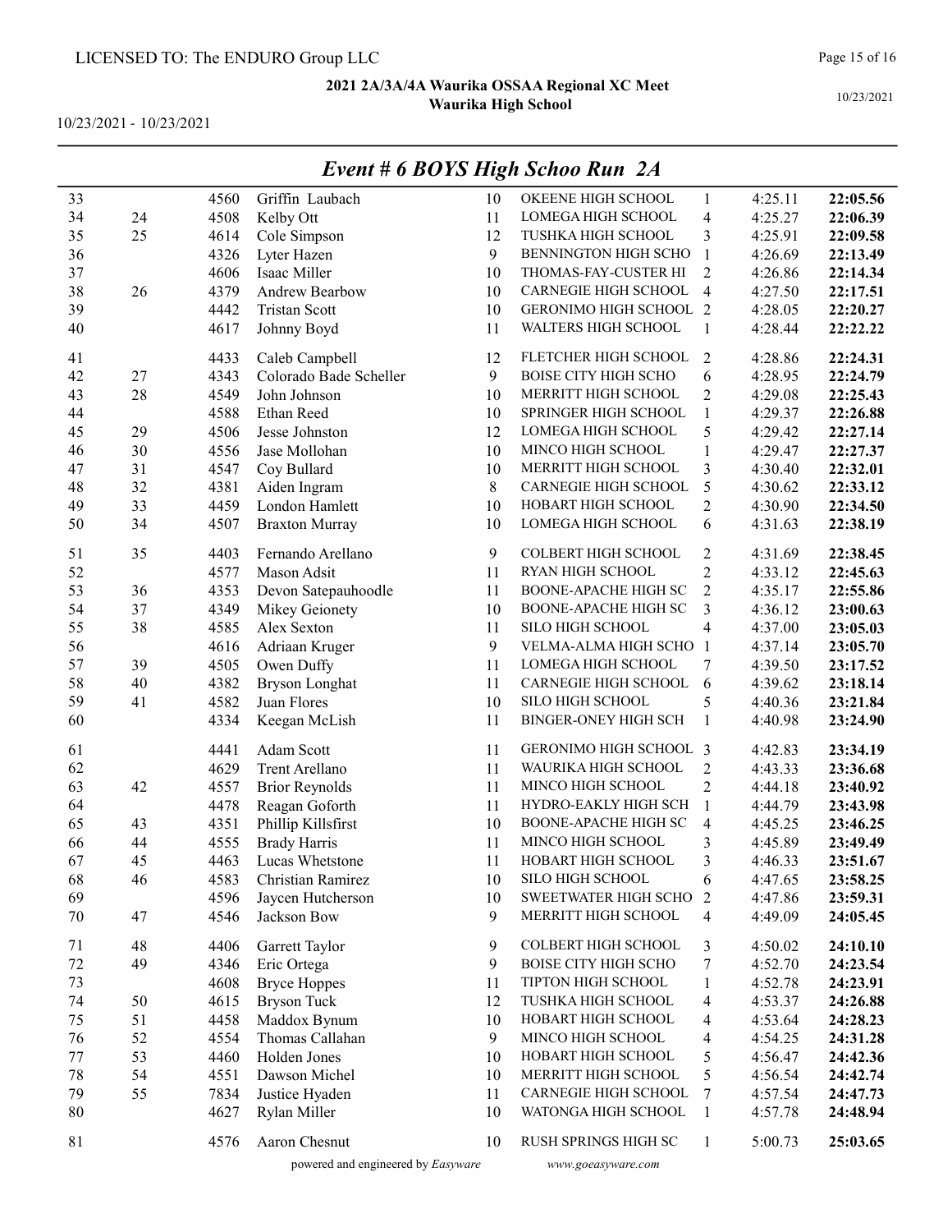## Event # 6 BOYS High Schoo Run 2A

| | | | | | | | | |
|---|---|---|---|---|---|---|---|---|
| 33 | | 4560 | Griffin Laubach | 10 | OKEENE HIGH SCHOOL | 1 | 4:25.11 | **22:05.56** |
| 34 | 24 | 4508 | Kelby Ott | 11 | LOMEGA HIGH SCHOOL | 4 | 4:25.27 | **22:06.39** |
| 35 | 25 | 4614 | Cole Simpson | 12 | TUSHKA HIGH SCHOOL | 3 | 4:25.91 | **22:09.58** |
| 36 | | 4326 | Lyter Hazen | 9 | BENNINGTON HIGH SCHO | 1 | 4:26.69 | **22:13.49** |
| 37 | | 4606 | Isaac Miller | 10 | THOMAS-FAY-CUSTER HI | 2 | 4:26.86 | **22:14.34** |
| 38 | 26 | 4379 | Andrew Bearbow | 10 | CARNEGIE HIGH SCHOOL | 4 | 4:27.50 | **22:17.51** |
| 39 | | 4442 | Tristan Scott | 10 | GERONIMO HIGH SCHOOL | 2 | 4:28.05 | **22:20.27** |
| 40 | | 4617 | Johnny Boyd | 11 | WALTERS HIGH SCHOOL | 1 | 4:28.44 | **22:22.22** |
| 41 | | 4433 | Caleb Campbell | 12 | FLETCHER HIGH SCHOOL | 2 | 4:28.86 | **22:24.31** |
| 42 | 27 | 4343 | Colorado Bade Scheller | 9 | BOISE CITY HIGH SCHO | 6 | 4:28.95 | **22:24.79** |
| 43 | 28 | 4549 | John Johnson | 10 | MERRITT HIGH SCHOOL | 2 | 4:29.08 | **22:25.43** |
| 44 | | 4588 | Ethan Reed | 10 | SPRINGER HIGH SCHOOL | 1 | 4:29.37 | **22:26.88** |
| 45 | 29 | 4506 | Jesse Johnston | 12 | LOMEGA HIGH SCHOOL | 5 | 4:29.42 | **22:27.14** |
| 46 | 30 | 4556 | Jase Mollohan | 10 | MINCO HIGH SCHOOL | 1 | 4:29.47 | **22:27.37** |
| 47 | 31 | 4547 | Coy Bullard | 10 | MERRITT HIGH SCHOOL | 3 | 4:30.40 | **22:32.01** |
| 48 | 32 | 4381 | Aiden Ingram | 8 | CARNEGIE HIGH SCHOOL | 5 | 4:30.62 | **22:33.12** |
| 49 | 33 | 4459 | London Hamlett | 10 | HOBART HIGH SCHOOL | 2 | 4:30.90 | **22:34.50** |
| 50 | 34 | 4507 | Braxton Murray | 10 | LOMEGA HIGH SCHOOL | 6 | 4:31.63 | **22:38.19** |
| 51 | 35 | 4403 | Fernando Arellano | 9 | COLBERT HIGH SCHOOL | 2 | 4:31.69 | **22:38.45** |
| 52 | | 4577 | Mason Adsit | 11 | RYAN HIGH SCHOOL | 2 | 4:33.12 | **22:45.63** |
| 53 | 36 | 4353 | Devon Satepauhoodle | 11 | BOONE-APACHE HIGH SC | 2 | 4:35.17 | **22:55.86** |
| 54 | 37 | 4349 | Mikey Geionety | 10 | BOONE-APACHE HIGH SC | 3 | 4:36.12 | **23:00.63** |
| 55 | 38 | 4585 | Alex Sexton | 11 | SILO HIGH SCHOOL | 4 | 4:37.00 | **23:05.03** |
| 56 | | 4616 | Adriaan Kruger | 9 | VELMA-ALMA HIGH SCHO | 1 | 4:37.14 | **23:05.70** |
| 57 | 39 | 4505 | Owen Duffy | 11 | LOMEGA HIGH SCHOOL | 7 | 4:39.50 | **23:17.52** |
| 58 | 40 | 4382 | Bryson Longhat | 11 | CARNEGIE HIGH SCHOOL | 6 | 4:39.62 | **23:18.14** |
| 59 | 41 | 4582 | Juan Flores | 10 | SILO HIGH SCHOOL | 5 | 4:40.36 | **23:21.84** |
| 60 | | 4334 | Keegan McLish | 11 | BINGER-ONEY HIGH SCH | 1 | 4:40.98 | **23:24.90** |
| 61 | | 4441 | Adam Scott | 11 | GERONIMO HIGH SCHOOL | 3 | 4:42.83 | **23:34.19** |
| 62 | | 4629 | Trent Arellano | 11 | WAURIKA HIGH SCHOOL | 2 | 4:43.33 | **23:36.68** |
| 63 | 42 | 4557 | Brior Reynolds | 11 | MINCO HIGH SCHOOL | 2 | 4:44.18 | **23:40.92** |
| 64 | | 4478 | Reagan Goforth | 11 | HYDRO-EAKLY HIGH SCH | 1 | 4:44.79 | **23:43.98** |
| 65 | 43 | 4351 | Phillip Killsfirst | 10 | BOONE-APACHE HIGH SC | 4 | 4:45.25 | **23:46.25** |
| 66 | 44 | 4555 | Brady Harris | 11 | MINCO HIGH SCHOOL | 3 | 4:45.89 | **23:49.49** |
| 67 | 45 | 4463 | Lucas Whetstone | 11 | HOBART HIGH SCHOOL | 3 | 4:46.33 | **23:51.67** |
| 68 | 46 | 4583 | Christian Ramirez | 10 | SILO HIGH SCHOOL | 6 | 4:47.65 | **23:58.25** |
| 69 | | 4596 | Jaycen Hutcherson | 10 | SWEETWATER HIGH SCHO | 2 | 4:47.86 | **23:59.31** |
| 70 | 47 | 4546 | Jackson Bow | 9 | MERRITT HIGH SCHOOL | 4 | 4:49.09 | **24:05.45** |
| 71 | 48 | 4406 | Garrett Taylor | 9 | COLBERT HIGH SCHOOL | 3 | 4:50.02 | **24:10.10** |
| 72 | 49 | 4346 | Eric Ortega | 9 | BOISE CITY HIGH SCHO | 7 | 4:52.70 | **24:23.54** |
| 73 | | 4608 | Bryce Hoppes | 11 | TIPTON HIGH SCHOOL | 1 | 4:52.78 | **24:23.91** |
| 74 | 50 | 4615 | Bryson Tuck | 12 | TUSHKA HIGH SCHOOL | 4 | 4:53.37 | **24:26.88** |
| 75 | 51 | 4458 | Maddox Bynum | 10 | HOBART HIGH SCHOOL | 4 | 4:53.64 | **24:28.23** |
| 76 | 52 | 4554 | Thomas Callahan | 9 | MINCO HIGH SCHOOL | 4 | 4:54.25 | **24:31.28** |
| 77 | 53 | 4460 | Holden Jones | 10 | HOBART HIGH SCHOOL | 5 | 4:56.47 | **24:42.36** |
| 78 | 54 | 4551 | Dawson Michel | 10 | MERRITT HIGH SCHOOL | 5 | 4:56.54 | **24:42.74** |
| 79 | 55 | 7834 | Justice Hyaden | 11 | CARNEGIE HIGH SCHOOL | 7 | 4:57.54 | **24:47.73** |
| 80 | | 4627 | Rylan Miller | 10 | WATONGA HIGH SCHOOL | 1 | 4:57.78 | **24:48.94** |
| 81 | | 4576 | Aaron Chesnut | 10 | RUSH SPRINGS HIGH SC | 1 | 5:00.73 | **25:03.65** |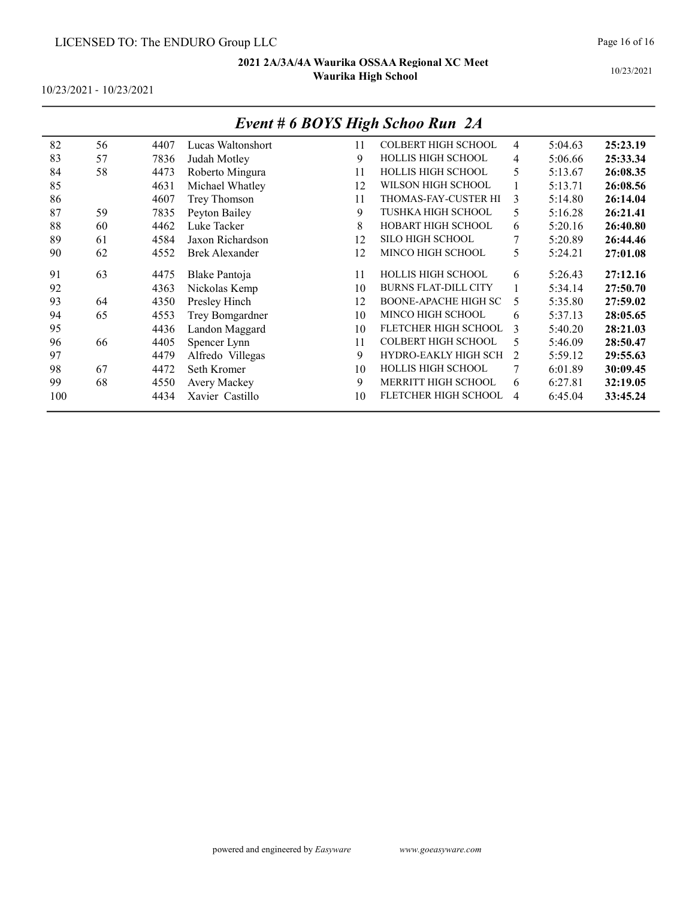## Event # 6 BOYS High Schoo Run 2A

| | | | | | | | | |
|---|---|---|---|---|---|---|---|---|
| 82 | 56 | 4407 | Lucas Waltonshort | 11 | COLBERT HIGH SCHOOL | 4 | 5:04.63 | **25:23.19** |
| 83 | 57 | 7836 | Judah Motley | 9 | HOLLIS HIGH SCHOOL | 4 | 5:06.66 | **25:33.34** |
| 84 | 58 | 4473 | Roberto Mingura | 11 | HOLLIS HIGH SCHOOL | 5 | 5:13.67 | **26:08.35** |
| 85 | | 4631 | Michael Whatley | 12 | WILSON HIGH SCHOOL | 1 | 5:13.71 | **26:08.56** |
| 86 | | 4607 | Trey Thomson | 11 | THOMAS-FAY-CUSTER HI | 3 | 5:14.80 | **26:14.04** |
| 87 | 59 | 7835 | Peyton Bailey | 9 | TUSHKA HIGH SCHOOL | 5 | 5:16.28 | **26:21.41** |
| 88 | 60 | 4462 | Luke Tacker | 8 | HOBART HIGH SCHOOL | 6 | 5:20.16 | **26:40.80** |
| 89 | 61 | 4584 | Jaxon Richardson | 12 | SILO HIGH SCHOOL | 7 | 5:20.89 | **26:44.46** |
| 90 | 62 | 4552 | Brek Alexander | 12 | MINCO HIGH SCHOOL | 5 | 5:24.21 | **27:01.08** |
| 91 | 63 | 4475 | Blake Pantoja | 11 | HOLLIS HIGH SCHOOL | 6 | 5:26.43 | **27:12.16** |
| 92 | | 4363 | Nickolas Kemp | 10 | BURNS FLAT-DILL CITY | 1 | 5:34.14 | **27:50.70** |
| 93 | 64 | 4350 | Presley Hinch | 12 | BOONE-APACHE HIGH SC | 5 | 5:35.80 | **27:59.02** |
| 94 | 65 | 4553 | Trey Bomgardner | 10 | MINCO HIGH SCHOOL | 6 | 5:37.13 | **28:05.65** |
| 95 | | 4436 | Landon Maggard | 10 | FLETCHER HIGH SCHOOL | 3 | 5:40.20 | **28:21.03** |
| 96 | 66 | 4405 | Spencer Lynn | 11 | COLBERT HIGH SCHOOL | 5 | 5:46.09 | **28:50.47** |
| 97 | | 4479 | Alfredo Villegas | 9 | HYDRO-EAKLY HIGH SCH | 2 | 5:59.12 | **29:55.63** |
| 98 | 67 | 4472 | Seth Kromer | 10 | HOLLIS HIGH SCHOOL | 7 | 6:01.89 | **30:09.45** |
| 99 | 68 | 4550 | Avery Mackey | 9 | MERRITT HIGH SCHOOL | 6 | 6:27.81 | **32:19.05** |
| 100 | | 4434 | Xavier Castillo | 10 | FLETCHER HIGH SCHOOL | 4 | 6:45.04 | **33:45.24** |